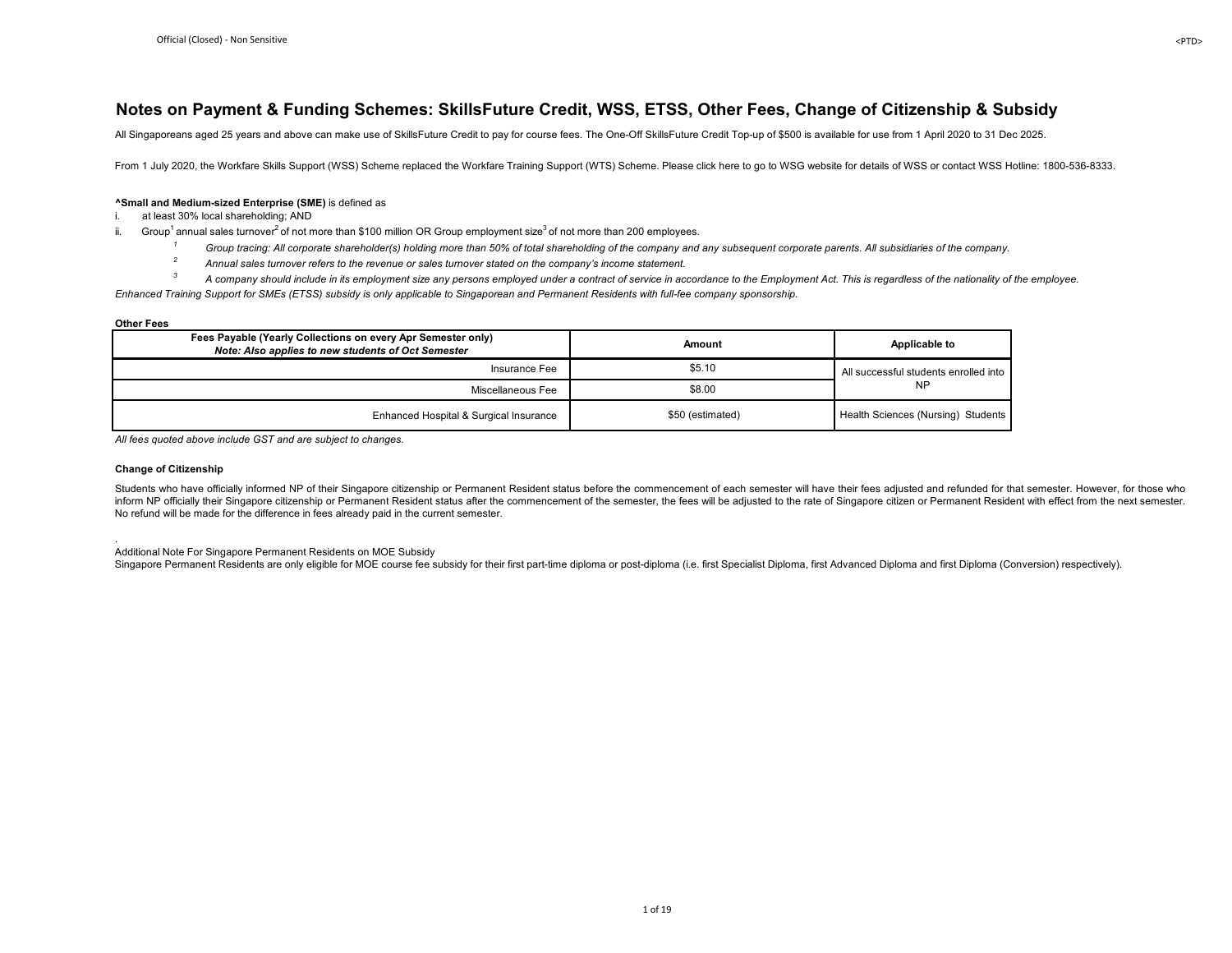# Notes on Payment & Funding Schemes: SkillsFuture Credit, WSS, ETSS, Other Fees, Change of Citizenship & Subsidy

All Singaporeans aged 25 years and above can make use of SkillsFuture Credit to pay for course fees. The One-Off SkillsFuture Credit Top-up of $500 is available for use from 1 April 2020 to 31 Dec 2025.

From 1 July 2020, the Workfare Skills Support (WSS) Scheme replaced the Workfare Training Support (WTS) Scheme. Please click here to go to WSG website for details of WSS or contact WSS Hotline: 1800-536-8333.

**^Small and Medium-sized Enterprise (SME)** is defined as

i. at least 30% local shareholding; AND

ii. Group[1] annual sales turnover[2] of not more than $100 million OR Group employment size[3] of not more than 200 employees.

[1] *Group tracing: All corporate shareholder(s) holding more than 50% of total shareholding of the company and any subsequent corporate parents. All subsidiaries of the company.*

[2] *Annual sales turnover refers to the revenue or sales turnover stated on the company's income statement.*

[3] *A company should include in its employment size any persons employed under a contract of service in accordance to the Employment Act. This is regardless of the nationality of the employee.*

*Enhanced Training Support for SMEs (ETSS) subsidy is only applicable to Singaporean and Permanent Residents with full-fee company sponsorship.*

**Other Fees**

| Fees Payable (Yearly Collections on every Apr Semester only) *Note: Also applies to new students of Oct Semester* | Amount | Applicable to |
|---|---|---|
| Insurance Fee | $5.10 | All successful students enrolled into NP |
| Miscellaneous Fee | $8.00 | |
| Enhanced Hospital & Surgical Insurance | $50 (estimated) | Health Sciences (Nursing) Students |

*All fees quoted above include GST and are subject to changes.*

**Change of Citizenship**

Students who have officially informed NP of their Singapore citizenship or Permanent Resident status before the commencement of each semester will have their fees adjusted and refunded for that semester. However, for those who inform NP officially their Singapore citizenship or Permanent Resident status after the commencement of the semester, the fees will be adjusted to the rate of Singapore citizen or Permanent Resident with effect from the next semester. No refund will be made for the difference in fees already paid in the current semester.

Additional Note For Singapore Permanent Residents on MOE Subsidy

Singapore Permanent Residents are only eligible for MOE course fee subsidy for their first part-time diploma or post-diploma (i.e. first Specialist Diploma, first Advanced Diploma and first Diploma (Conversion) respectively).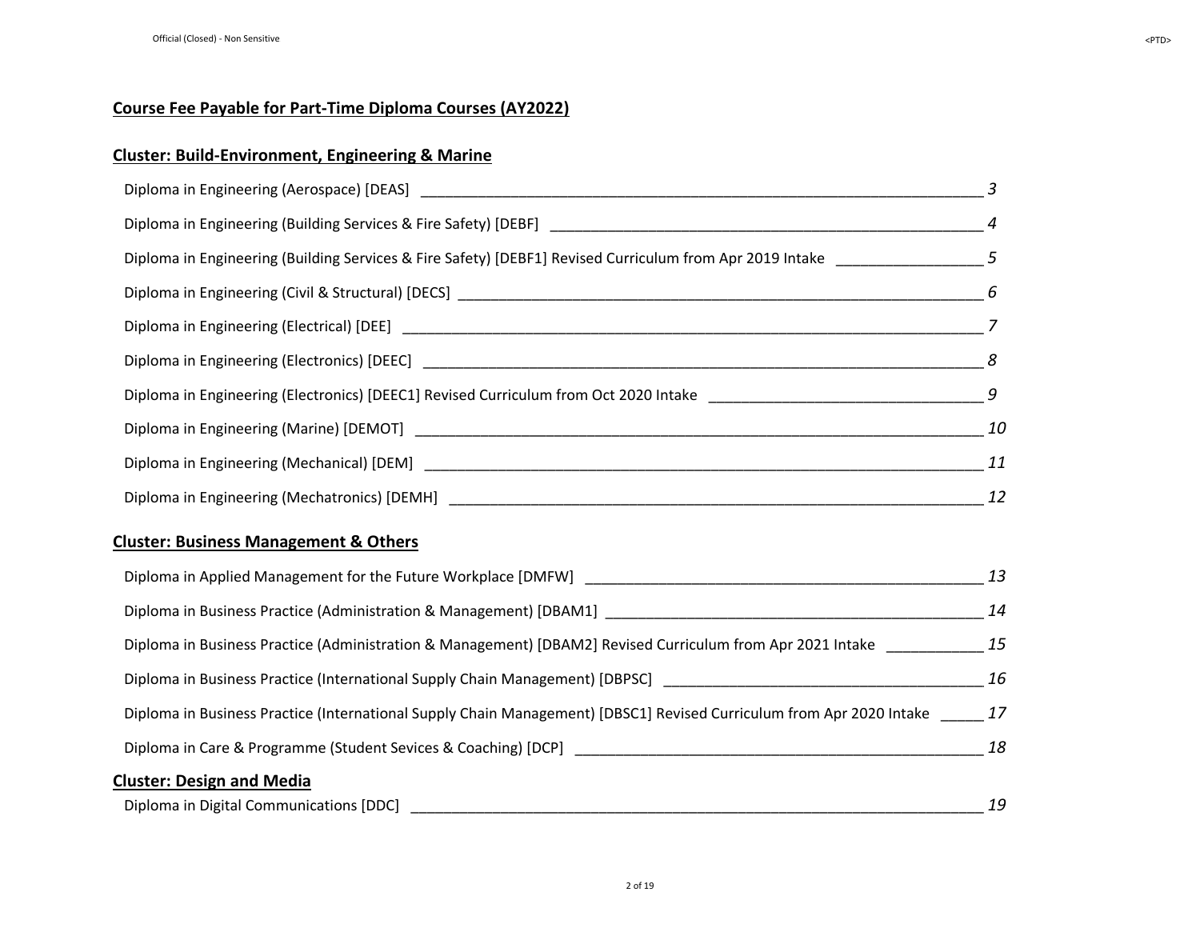## Course Fee Payable for Part-Time Diploma Courses (AY2022)

### Cluster: Build-Environment, Engineering & Marine

- Diploma in Engineering (Aerospace) [DEAS] — 3
- Diploma in Engineering (Building Services & Fire Safety) [DEBF] — 4
- Diploma in Engineering (Building Services & Fire Safety) [DEBF1] Revised Curriculum from Apr 2019 Intake — 5
- Diploma in Engineering (Civil & Structural) [DECS] — 6
- Diploma in Engineering (Electrical) [DEE] — 7
- Diploma in Engineering (Electronics) [DEEC] — 8
- Diploma in Engineering (Electronics) [DEEC1] Revised Curriculum from Oct 2020 Intake — 9
- Diploma in Engineering (Marine) [DEMOT] — 10
- Diploma in Engineering (Mechanical) [DEM] — 11
- Diploma in Engineering (Mechatronics) [DEMH] — 12

### Cluster: Business Management & Others

- Diploma in Applied Management for the Future Workplace [DMFW] — 13
- Diploma in Business Practice (Administration & Management) [DBAM1] — 14
- Diploma in Business Practice (Administration & Management) [DBAM2] Revised Curriculum from Apr 2021 Intake — 15
- Diploma in Business Practice (International Supply Chain Management) [DBPSC] — 16
- Diploma in Business Practice (International Supply Chain Management) [DBSC1] Revised Curriculum from Apr 2020 Intake — 17
- Diploma in Care & Programme (Student Sevices & Coaching) [DCP] — 18

### Cluster: Design and Media

- Diploma in Digital Communications [DDC] — 19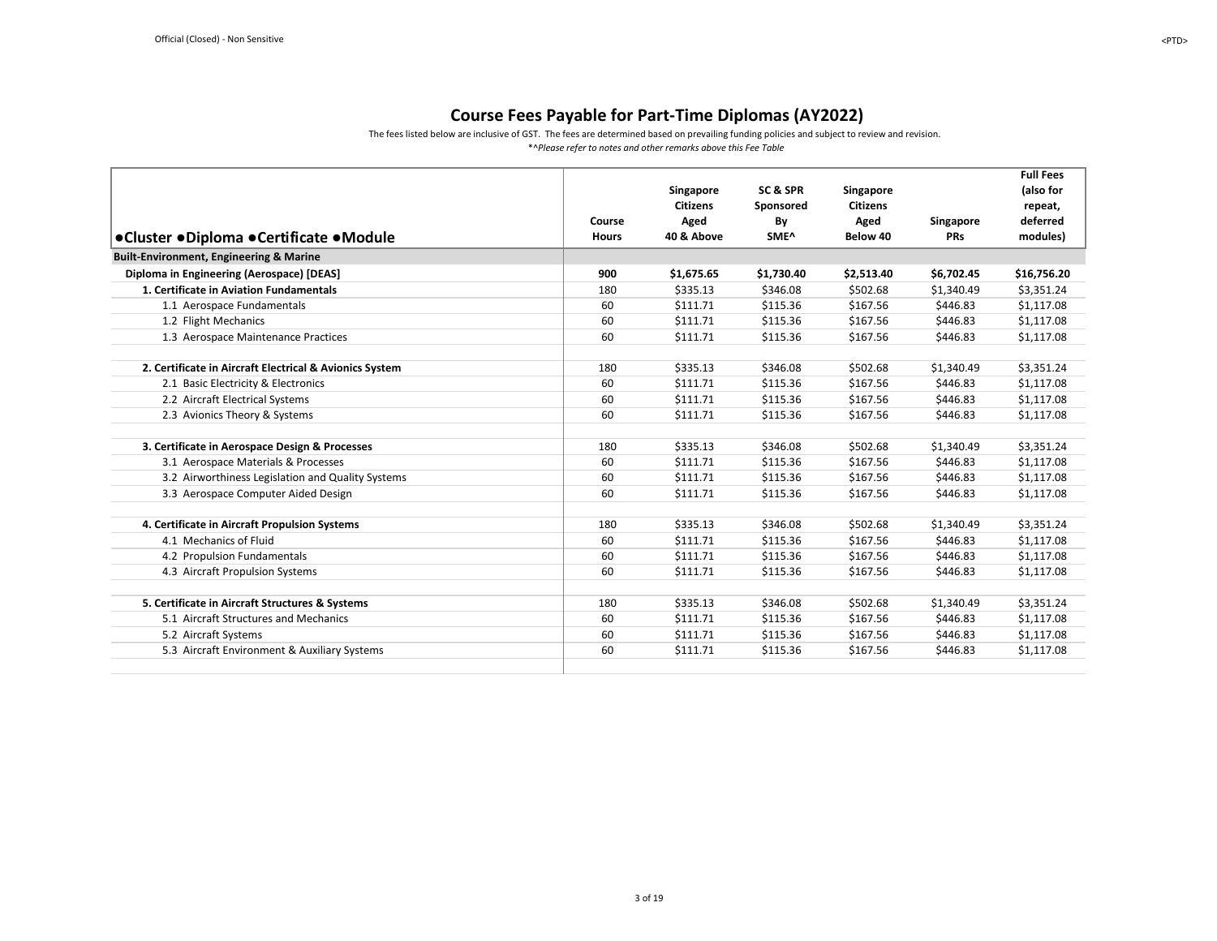# Course Fees Payable for Part-Time Diplomas (AY2022)

The fees listed below are inclusive of GST. The fees are determined based on prevailing funding policies and subject to review and revision.

*\*^Please refer to notes and other remarks above this Fee Table*

| ●Cluster ●Diploma ●Certificate ●Module | Course Hours | Singapore Citizens Aged 40 & Above | SC & SPR Sponsored By SME^ | Singapore Citizens Aged Below 40 | Singapore PRs | Full Fees (also for repeat, deferred modules) |
|---|---|---|---|---|---|---|
| **Built-Environment, Engineering & Marine** | | | | | | |
| **Diploma in Engineering (Aerospace) [DEAS]** | **900** | **$1,675.65** | **$1,730.40** | **$2,513.40** | **$6,702.45** | **$16,756.20** |
| **1. Certificate in Aviation Fundamentals** | 180 | $335.13 | $346.08 | $502.68 | $1,340.49 | $3,351.24 |
| 1.1 Aerospace Fundamentals | 60 | $111.71 | $115.36 | $167.56 | $446.83 | $1,117.08 |
| 1.2 Flight Mechanics | 60 | $111.71 | $115.36 | $167.56 | $446.83 | $1,117.08 |
| 1.3 Aerospace Maintenance Practices | 60 | $111.71 | $115.36 | $167.56 | $446.83 | $1,117.08 |
| **2. Certificate in Aircraft Electrical & Avionics System** | 180 | $335.13 | $346.08 | $502.68 | $1,340.49 | $3,351.24 |
| 2.1 Basic Electricity & Electronics | 60 | $111.71 | $115.36 | $167.56 | $446.83 | $1,117.08 |
| 2.2 Aircraft Electrical Systems | 60 | $111.71 | $115.36 | $167.56 | $446.83 | $1,117.08 |
| 2.3 Avionics Theory & Systems | 60 | $111.71 | $115.36 | $167.56 | $446.83 | $1,117.08 |
| **3. Certificate in Aerospace Design & Processes** | 180 | $335.13 | $346.08 | $502.68 | $1,340.49 | $3,351.24 |
| 3.1 Aerospace Materials & Processes | 60 | $111.71 | $115.36 | $167.56 | $446.83 | $1,117.08 |
| 3.2 Airworthiness Legislation and Quality Systems | 60 | $111.71 | $115.36 | $167.56 | $446.83 | $1,117.08 |
| 3.3 Aerospace Computer Aided Design | 60 | $111.71 | $115.36 | $167.56 | $446.83 | $1,117.08 |
| **4. Certificate in Aircraft Propulsion Systems** | 180 | $335.13 | $346.08 | $502.68 | $1,340.49 | $3,351.24 |
| 4.1 Mechanics of Fluid | 60 | $111.71 | $115.36 | $167.56 | $446.83 | $1,117.08 |
| 4.2 Propulsion Fundamentals | 60 | $111.71 | $115.36 | $167.56 | $446.83 | $1,117.08 |
| 4.3 Aircraft Propulsion Systems | 60 | $111.71 | $115.36 | $167.56 | $446.83 | $1,117.08 |
| **5. Certificate in Aircraft Structures & Systems** | 180 | $335.13 | $346.08 | $502.68 | $1,340.49 | $3,351.24 |
| 5.1 Aircraft Structures and Mechanics | 60 | $111.71 | $115.36 | $167.56 | $446.83 | $1,117.08 |
| 5.2 Aircraft Systems | 60 | $111.71 | $115.36 | $167.56 | $446.83 | $1,117.08 |
| 5.3 Aircraft Environment & Auxiliary Systems | 60 | $111.71 | $115.36 | $167.56 | $446.83 | $1,117.08 |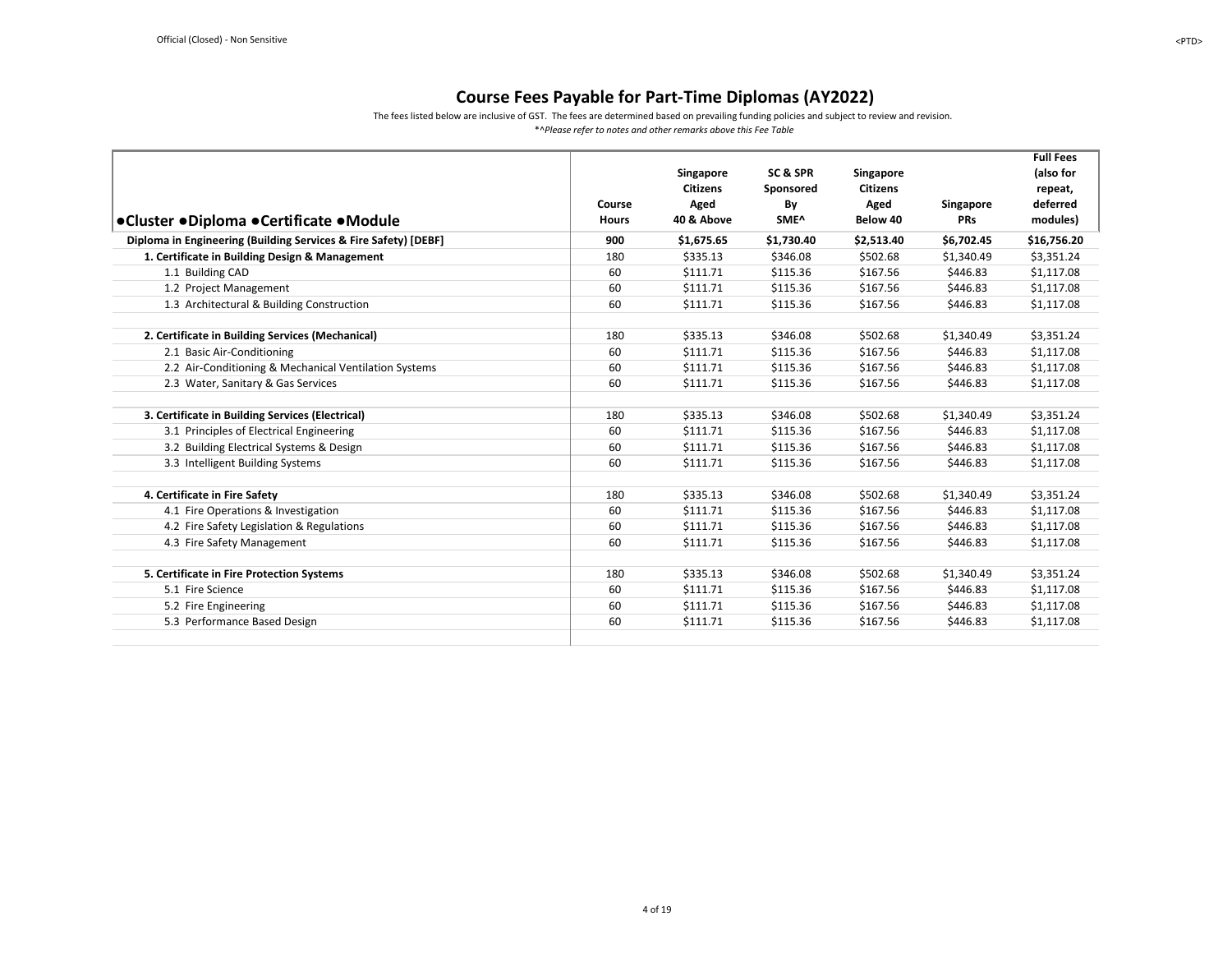# Course Fees Payable for Part-Time Diplomas (AY2022)

The fees listed below are inclusive of GST. The fees are determined based on prevailing funding policies and subject to review and revision.

*^Please refer to notes and other remarks above this Fee Table*

| ●Cluster ●Diploma ●Certificate ●Module | Course Hours | Singapore Citizens Aged 40 & Above | SC & SPR Sponsored By SME^ | Singapore Citizens Aged Below 40 | Singapore PRs | Full Fees (also for repeat, deferred modules) |
|---|---|---|---|---|---|---|
| **Diploma in Engineering (Building Services & Fire Safety) [DEBF]** | **900** | **$1,675.65** | **$1,730.40** | **$2,513.40** | **$6,702.45** | **$16,756.20** |
| **1. Certificate in Building Design & Management** | 180 | $335.13 | $346.08 | $502.68 | $1,340.49 | $3,351.24 |
| 1.1 Building CAD | 60 | $111.71 | $115.36 | $167.56 | $446.83 | $1,117.08 |
| 1.2 Project Management | 60 | $111.71 | $115.36 | $167.56 | $446.83 | $1,117.08 |
| 1.3 Architectural & Building Construction | 60 | $111.71 | $115.36 | $167.56 | $446.83 | $1,117.08 |
| | | | | | | |
| **2. Certificate in Building Services (Mechanical)** | 180 | $335.13 | $346.08 | $502.68 | $1,340.49 | $3,351.24 |
| 2.1 Basic Air-Conditioning | 60 | $111.71 | $115.36 | $167.56 | $446.83 | $1,117.08 |
| 2.2 Air-Conditioning & Mechanical Ventilation Systems | 60 | $111.71 | $115.36 | $167.56 | $446.83 | $1,117.08 |
| 2.3 Water, Sanitary & Gas Services | 60 | $111.71 | $115.36 | $167.56 | $446.83 | $1,117.08 |
| | | | | | | |
| **3. Certificate in Building Services (Electrical)** | 180 | $335.13 | $346.08 | $502.68 | $1,340.49 | $3,351.24 |
| 3.1 Principles of Electrical Engineering | 60 | $111.71 | $115.36 | $167.56 | $446.83 | $1,117.08 |
| 3.2 Building Electrical Systems & Design | 60 | $111.71 | $115.36 | $167.56 | $446.83 | $1,117.08 |
| 3.3 Intelligent Building Systems | 60 | $111.71 | $115.36 | $167.56 | $446.83 | $1,117.08 |
| | | | | | | |
| **4. Certificate in Fire Safety** | 180 | $335.13 | $346.08 | $502.68 | $1,340.49 | $3,351.24 |
| 4.1 Fire Operations & Investigation | 60 | $111.71 | $115.36 | $167.56 | $446.83 | $1,117.08 |
| 4.2 Fire Safety Legislation & Regulations | 60 | $111.71 | $115.36 | $167.56 | $446.83 | $1,117.08 |
| 4.3 Fire Safety Management | 60 | $111.71 | $115.36 | $167.56 | $446.83 | $1,117.08 |
| | | | | | | |
| **5. Certificate in Fire Protection Systems** | 180 | $335.13 | $346.08 | $502.68 | $1,340.49 | $3,351.24 |
| 5.1 Fire Science | 60 | $111.71 | $115.36 | $167.56 | $446.83 | $1,117.08 |
| 5.2 Fire Engineering | 60 | $111.71 | $115.36 | $167.56 | $446.83 | $1,117.08 |
| 5.3 Performance Based Design | 60 | $111.71 | $115.36 | $167.56 | $446.83 | $1,117.08 |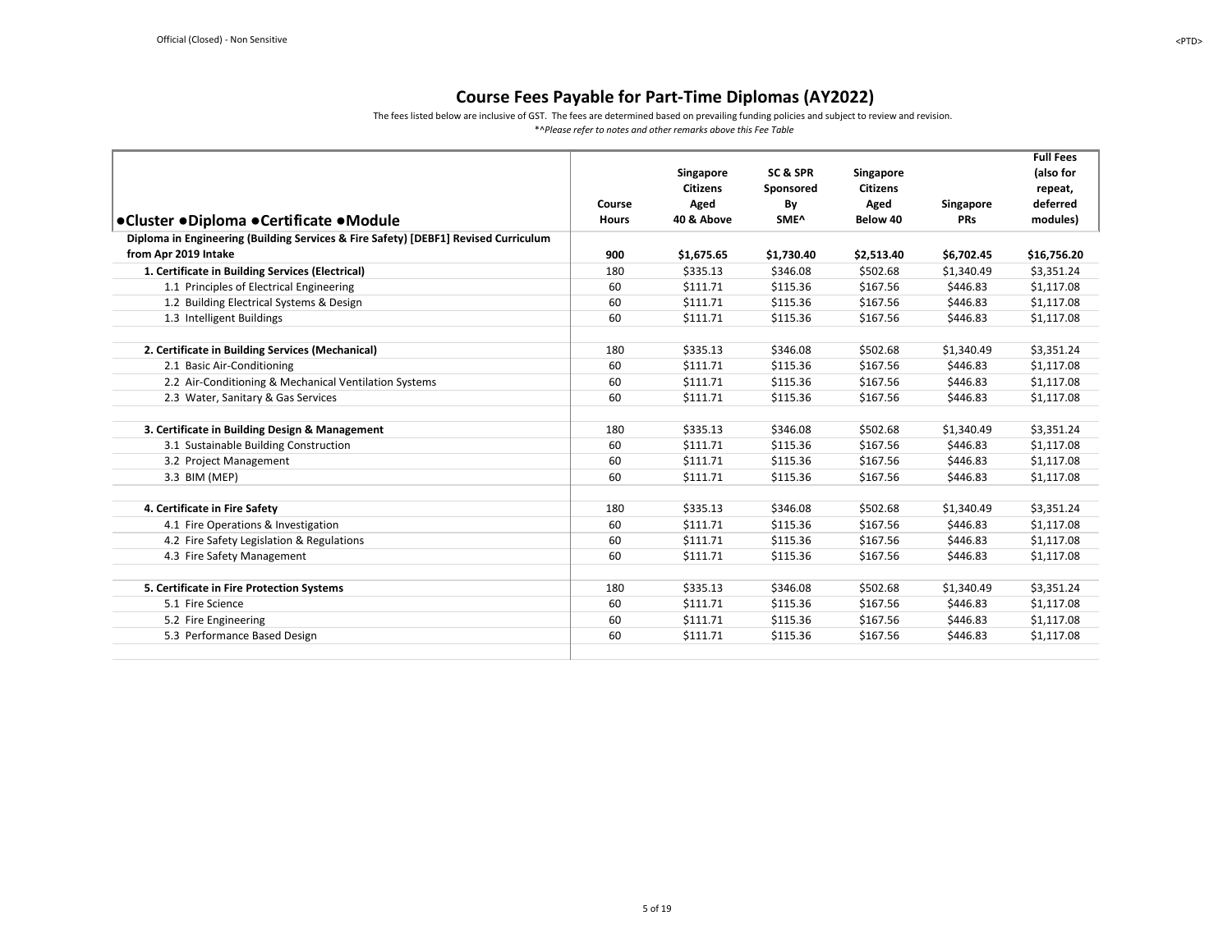# Course Fees Payable for Part-Time Diplomas (AY2022)

The fees listed below are inclusive of GST. The fees are determined based on prevailing funding policies and subject to review and revision.

*^Please refer to notes and other remarks above this Fee Table*

| ●Cluster ●Diploma ●Certificate ●Module | Course Hours | Singapore Citizens Aged 40 & Above | SC & SPR Sponsored By SME^ | Singapore Citizens Aged Below 40 | Singapore PRs | Full Fees (also for repeat, deferred modules) |
|---|---|---|---|---|---|---|
| **Diploma in Engineering (Building Services & Fire Safety) [DEBF1] Revised Curriculum from Apr 2019 Intake** | **900** | **$1,675.65** | **$1,730.40** | **$2,513.40** | **$6,702.45** | **$16,756.20** |
| **1. Certificate in Building Services (Electrical)** | 180 | $335.13 | $346.08 | $502.68 | $1,340.49 | $3,351.24 |
| 1.1 Principles of Electrical Engineering | 60 | $111.71 | $115.36 | $167.56 | $446.83 | $1,117.08 |
| 1.2 Building Electrical Systems & Design | 60 | $111.71 | $115.36 | $167.56 | $446.83 | $1,117.08 |
| 1.3 Intelligent Buildings | 60 | $111.71 | $115.36 | $167.56 | $446.83 | $1,117.08 |
| | | | | | | |
| **2. Certificate in Building Services (Mechanical)** | 180 | $335.13 | $346.08 | $502.68 | $1,340.49 | $3,351.24 |
| 2.1 Basic Air-Conditioning | 60 | $111.71 | $115.36 | $167.56 | $446.83 | $1,117.08 |
| 2.2 Air-Conditioning & Mechanical Ventilation Systems | 60 | $111.71 | $115.36 | $167.56 | $446.83 | $1,117.08 |
| 2.3 Water, Sanitary & Gas Services | 60 | $111.71 | $115.36 | $167.56 | $446.83 | $1,117.08 |
| | | | | | | |
| **3. Certificate in Building Design & Management** | 180 | $335.13 | $346.08 | $502.68 | $1,340.49 | $3,351.24 |
| 3.1 Sustainable Building Construction | 60 | $111.71 | $115.36 | $167.56 | $446.83 | $1,117.08 |
| 3.2 Project Management | 60 | $111.71 | $115.36 | $167.56 | $446.83 | $1,117.08 |
| 3.3 BIM (MEP) | 60 | $111.71 | $115.36 | $167.56 | $446.83 | $1,117.08 |
| | | | | | | |
| **4. Certificate in Fire Safety** | 180 | $335.13 | $346.08 | $502.68 | $1,340.49 | $3,351.24 |
| 4.1 Fire Operations & Investigation | 60 | $111.71 | $115.36 | $167.56 | $446.83 | $1,117.08 |
| 4.2 Fire Safety Legislation & Regulations | 60 | $111.71 | $115.36 | $167.56 | $446.83 | $1,117.08 |
| 4.3 Fire Safety Management | 60 | $111.71 | $115.36 | $167.56 | $446.83 | $1,117.08 |
| | | | | | | |
| **5. Certificate in Fire Protection Systems** | 180 | $335.13 | $346.08 | $502.68 | $1,340.49 | $3,351.24 |
| 5.1 Fire Science | 60 | $111.71 | $115.36 | $167.56 | $446.83 | $1,117.08 |
| 5.2 Fire Engineering | 60 | $111.71 | $115.36 | $167.56 | $446.83 | $1,117.08 |
| 5.3 Performance Based Design | 60 | $111.71 | $115.36 | $167.56 | $446.83 | $1,117.08 |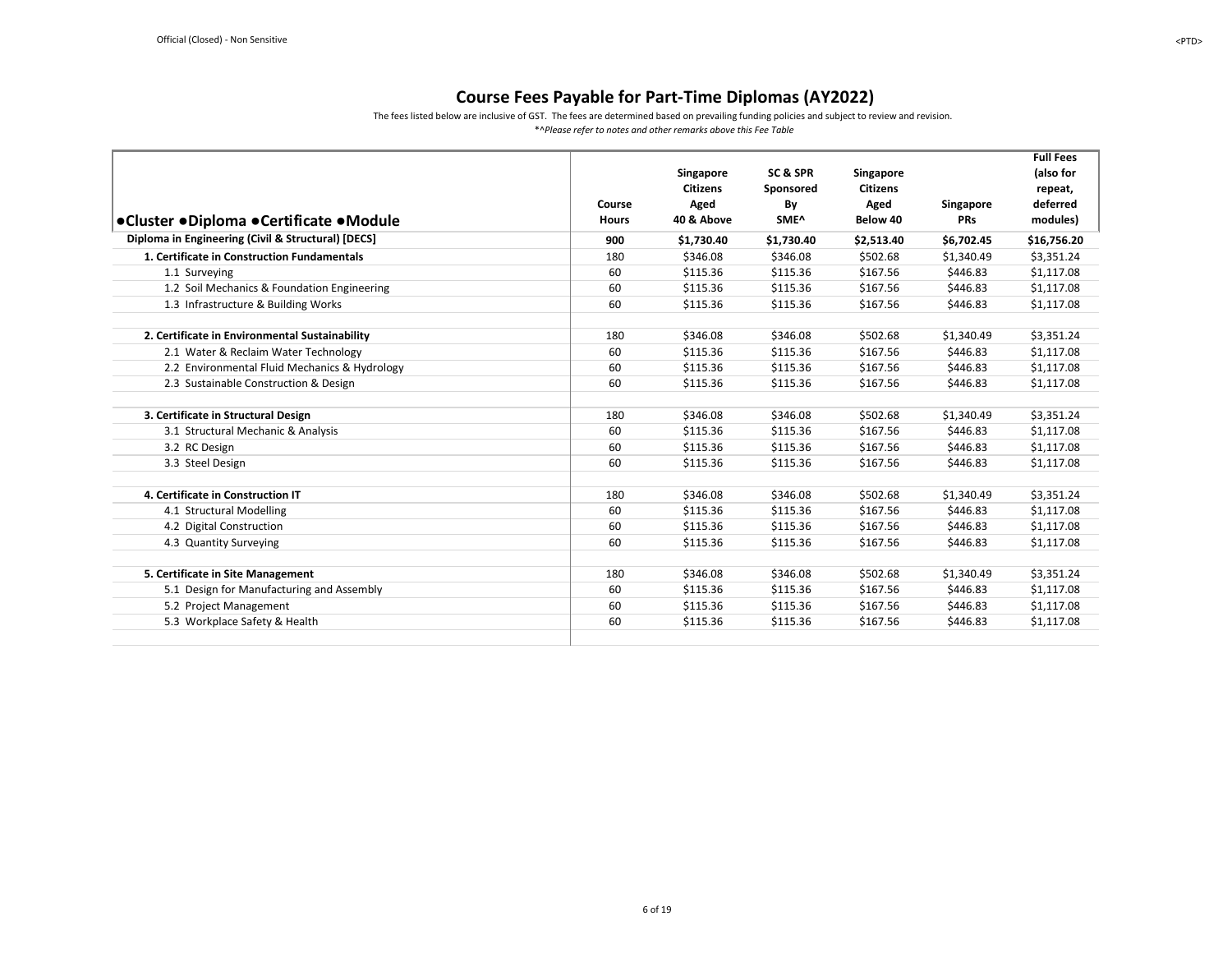# Course Fees Payable for Part-Time Diplomas (AY2022)

The fees listed below are inclusive of GST. The fees are determined based on prevailing funding policies and subject to review and revision.

*^Please refer to notes and other remarks above this Fee Table*

| ●Cluster ●Diploma ●Certificate ●Module | Course Hours | Singapore Citizens Aged 40 & Above | SC & SPR Sponsored By SME^ | Singapore Citizens Aged Below 40 | Singapore PRs | Full Fees (also for repeat, deferred modules) |
|---|---|---|---|---|---|---|
| **Diploma in Engineering (Civil & Structural) [DECS]** | **900** | **$1,730.40** | **$1,730.40** | **$2,513.40** | **$6,702.45** | **$16,756.20** |
| **1. Certificate in Construction Fundamentals** | 180 | $346.08 | $346.08 | $502.68 | $1,340.49 | $3,351.24 |
| 1.1 Surveying | 60 | $115.36 | $115.36 | $167.56 | $446.83 | $1,117.08 |
| 1.2 Soil Mechanics & Foundation Engineering | 60 | $115.36 | $115.36 | $167.56 | $446.83 | $1,117.08 |
| 1.3 Infrastructure & Building Works | 60 | $115.36 | $115.36 | $167.56 | $446.83 | $1,117.08 |
| | | | | | | |
| **2. Certificate in Environmental Sustainability** | 180 | $346.08 | $346.08 | $502.68 | $1,340.49 | $3,351.24 |
| 2.1 Water & Reclaim Water Technology | 60 | $115.36 | $115.36 | $167.56 | $446.83 | $1,117.08 |
| 2.2 Environmental Fluid Mechanics & Hydrology | 60 | $115.36 | $115.36 | $167.56 | $446.83 | $1,117.08 |
| 2.3 Sustainable Construction & Design | 60 | $115.36 | $115.36 | $167.56 | $446.83 | $1,117.08 |
| | | | | | | |
| **3. Certificate in Structural Design** | 180 | $346.08 | $346.08 | $502.68 | $1,340.49 | $3,351.24 |
| 3.1 Structural Mechanic & Analysis | 60 | $115.36 | $115.36 | $167.56 | $446.83 | $1,117.08 |
| 3.2 RC Design | 60 | $115.36 | $115.36 | $167.56 | $446.83 | $1,117.08 |
| 3.3 Steel Design | 60 | $115.36 | $115.36 | $167.56 | $446.83 | $1,117.08 |
| | | | | | | |
| **4. Certificate in Construction IT** | 180 | $346.08 | $346.08 | $502.68 | $1,340.49 | $3,351.24 |
| 4.1 Structural Modelling | 60 | $115.36 | $115.36 | $167.56 | $446.83 | $1,117.08 |
| 4.2 Digital Construction | 60 | $115.36 | $115.36 | $167.56 | $446.83 | $1,117.08 |
| 4.3 Quantity Surveying | 60 | $115.36 | $115.36 | $167.56 | $446.83 | $1,117.08 |
| | | | | | | |
| **5. Certificate in Site Management** | 180 | $346.08 | $346.08 | $502.68 | $1,340.49 | $3,351.24 |
| 5.1 Design for Manufacturing and Assembly | 60 | $115.36 | $115.36 | $167.56 | $446.83 | $1,117.08 |
| 5.2 Project Management | 60 | $115.36 | $115.36 | $167.56 | $446.83 | $1,117.08 |
| 5.3 Workplace Safety & Health | 60 | $115.36 | $115.36 | $167.56 | $446.83 | $1,117.08 |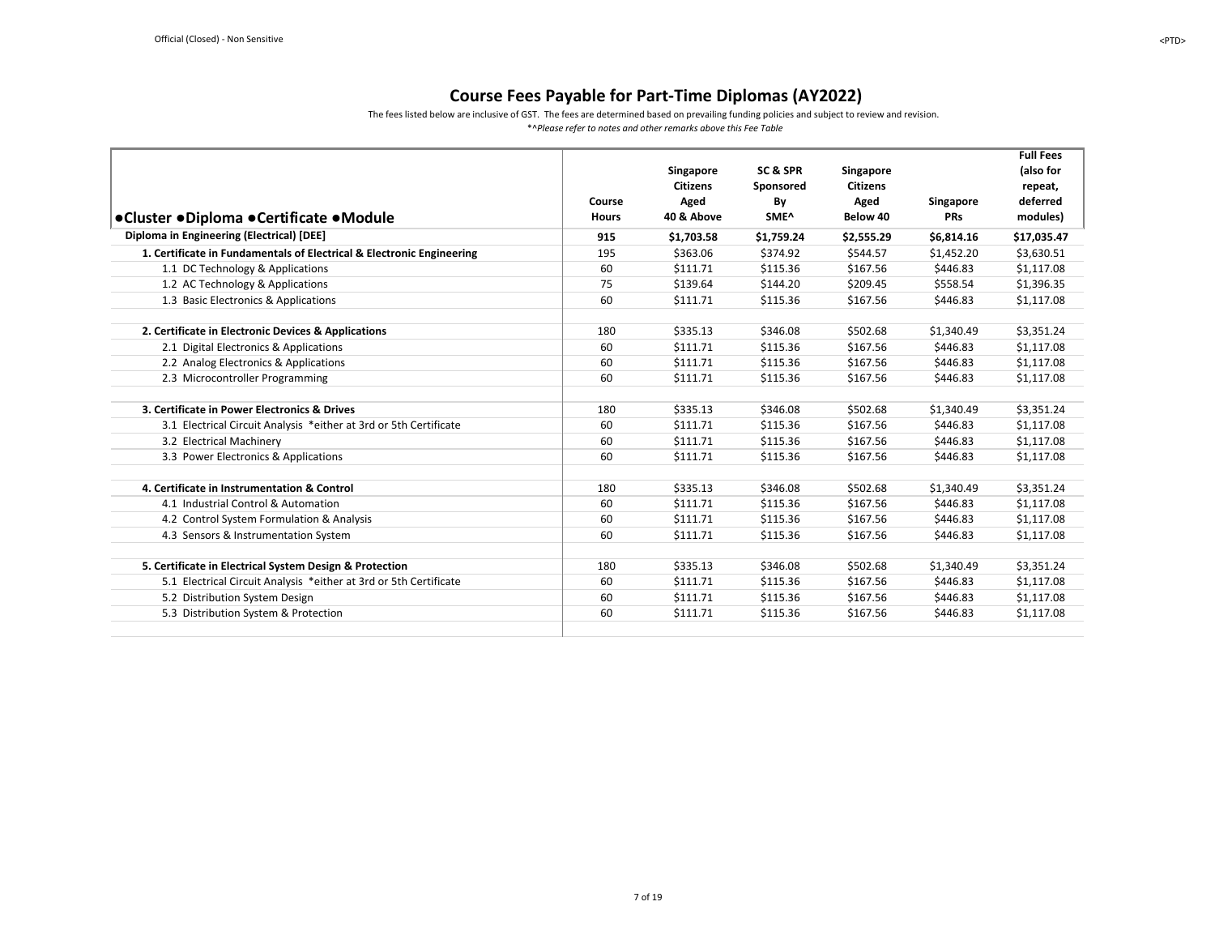# Course Fees Payable for Part-Time Diplomas (AY2022)

The fees listed below are inclusive of GST. The fees are determined based on prevailing funding policies and subject to review and revision.

*^Please refer to notes and other remarks above this Fee Table*

| ●Cluster ●Diploma ●Certificate ●Module | Course Hours | Singapore Citizens Aged 40 & Above | SC & SPR Sponsored By SME^ | Singapore Citizens Aged Below 40 | Singapore PRs | Full Fees (also for repeat, deferred modules) |
|---|---|---|---|---|---|---|
| **Diploma in Engineering (Electrical) [DEE]** | **915** | **$1,703.58** | **$1,759.24** | **$2,555.29** | **$6,814.16** | **$17,035.47** |
| **1. Certificate in Fundamentals of Electrical & Electronic Engineering** | 195 | $363.06 | $374.92 | $544.57 | $1,452.20 | $3,630.51 |
| 1.1 DC Technology & Applications | 60 | $111.71 | $115.36 | $167.56 | $446.83 | $1,117.08 |
| 1.2 AC Technology & Applications | 75 | $139.64 | $144.20 | $209.45 | $558.54 | $1,396.35 |
| 1.3 Basic Electronics & Applications | 60 | $111.71 | $115.36 | $167.56 | $446.83 | $1,117.08 |
| | | | | | | |
| **2. Certificate in Electronic Devices & Applications** | 180 | $335.13 | $346.08 | $502.68 | $1,340.49 | $3,351.24 |
| 2.1 Digital Electronics & Applications | 60 | $111.71 | $115.36 | $167.56 | $446.83 | $1,117.08 |
| 2.2 Analog Electronics & Applications | 60 | $111.71 | $115.36 | $167.56 | $446.83 | $1,117.08 |
| 2.3 Microcontroller Programming | 60 | $111.71 | $115.36 | $167.56 | $446.83 | $1,117.08 |
| | | | | | | |
| **3. Certificate in Power Electronics & Drives** | 180 | $335.13 | $346.08 | $502.68 | $1,340.49 | $3,351.24 |
| 3.1 Electrical Circuit Analysis *either at 3rd or 5th Certificate | 60 | $111.71 | $115.36 | $167.56 | $446.83 | $1,117.08 |
| 3.2 Electrical Machinery | 60 | $111.71 | $115.36 | $167.56 | $446.83 | $1,117.08 |
| 3.3 Power Electronics & Applications | 60 | $111.71 | $115.36 | $167.56 | $446.83 | $1,117.08 |
| | | | | | | |
| **4. Certificate in Instrumentation & Control** | 180 | $335.13 | $346.08 | $502.68 | $1,340.49 | $3,351.24 |
| 4.1 Industrial Control & Automation | 60 | $111.71 | $115.36 | $167.56 | $446.83 | $1,117.08 |
| 4.2 Control System Formulation & Analysis | 60 | $111.71 | $115.36 | $167.56 | $446.83 | $1,117.08 |
| 4.3 Sensors & Instrumentation System | 60 | $111.71 | $115.36 | $167.56 | $446.83 | $1,117.08 |
| | | | | | | |
| **5. Certificate in Electrical System Design & Protection** | 180 | $335.13 | $346.08 | $502.68 | $1,340.49 | $3,351.24 |
| 5.1 Electrical Circuit Analysis *either at 3rd or 5th Certificate | 60 | $111.71 | $115.36 | $167.56 | $446.83 | $1,117.08 |
| 5.2 Distribution System Design | 60 | $111.71 | $115.36 | $167.56 | $446.83 | $1,117.08 |
| 5.3 Distribution System & Protection | 60 | $111.71 | $115.36 | $167.56 | $446.83 | $1,117.08 |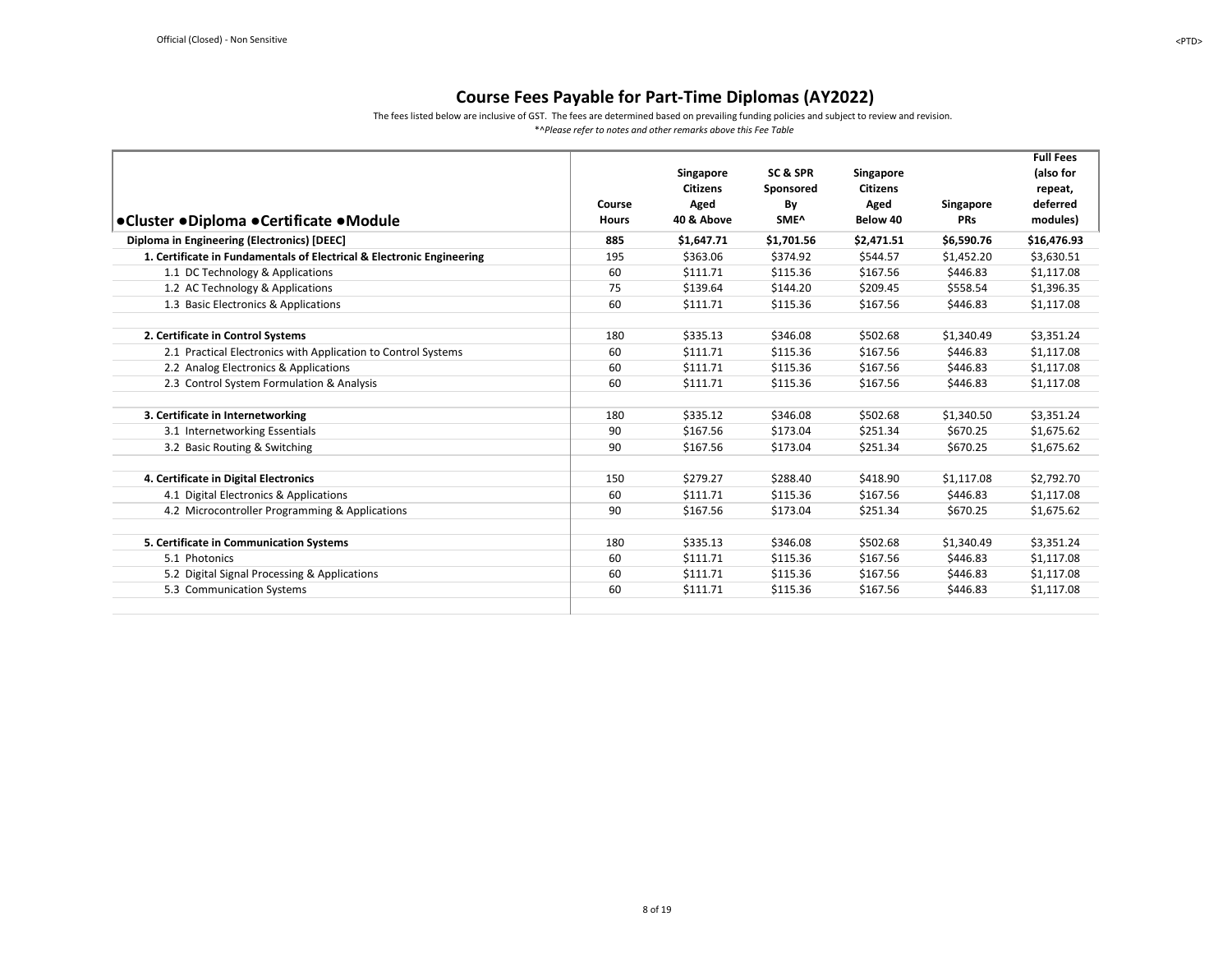# Course Fees Payable for Part-Time Diplomas (AY2022)

The fees listed below are inclusive of GST. The fees are determined based on prevailing funding policies and subject to review and revision.

*^Please refer to notes and other remarks above this Fee Table*

| ●Cluster ●Diploma ●Certificate ●Module | Course Hours | Singapore Citizens Aged 40 & Above | SC & SPR Sponsored By SME^ | Singapore Citizens Aged Below 40 | Singapore PRs | Full Fees (also for repeat, deferred modules) |
|---|---|---|---|---|---|---|
| **Diploma in Engineering (Electronics) [DEEC]** | **885** | **$1,647.71** | **$1,701.56** | **$2,471.51** | **$6,590.76** | **$16,476.93** |
| **1. Certificate in Fundamentals of Electrical & Electronic Engineering** | 195 | $363.06 | $374.92 | $544.57 | $1,452.20 | $3,630.51 |
| 1.1 DC Technology & Applications | 60 | $111.71 | $115.36 | $167.56 | $446.83 | $1,117.08 |
| 1.2 AC Technology & Applications | 75 | $139.64 | $144.20 | $209.45 | $558.54 | $1,396.35 |
| 1.3 Basic Electronics & Applications | 60 | $111.71 | $115.36 | $167.56 | $446.83 | $1,117.08 |
| | | | | | | |
| **2. Certificate in Control Systems** | 180 | $335.13 | $346.08 | $502.68 | $1,340.49 | $3,351.24 |
| 2.1 Practical Electronics with Application to Control Systems | 60 | $111.71 | $115.36 | $167.56 | $446.83 | $1,117.08 |
| 2.2 Analog Electronics & Applications | 60 | $111.71 | $115.36 | $167.56 | $446.83 | $1,117.08 |
| 2.3 Control System Formulation & Analysis | 60 | $111.71 | $115.36 | $167.56 | $446.83 | $1,117.08 |
| | | | | | | |
| **3. Certificate in Internetworking** | 180 | $335.12 | $346.08 | $502.68 | $1,340.50 | $3,351.24 |
| 3.1 Internetworking Essentials | 90 | $167.56 | $173.04 | $251.34 | $670.25 | $1,675.62 |
| 3.2 Basic Routing & Switching | 90 | $167.56 | $173.04 | $251.34 | $670.25 | $1,675.62 |
| | | | | | | |
| **4. Certificate in Digital Electronics** | 150 | $279.27 | $288.40 | $418.90 | $1,117.08 | $2,792.70 |
| 4.1 Digital Electronics & Applications | 60 | $111.71 | $115.36 | $167.56 | $446.83 | $1,117.08 |
| 4.2 Microcontroller Programming & Applications | 90 | $167.56 | $173.04 | $251.34 | $670.25 | $1,675.62 |
| | | | | | | |
| **5. Certificate in Communication Systems** | 180 | $335.13 | $346.08 | $502.68 | $1,340.49 | $3,351.24 |
| 5.1 Photonics | 60 | $111.71 | $115.36 | $167.56 | $446.83 | $1,117.08 |
| 5.2 Digital Signal Processing & Applications | 60 | $111.71 | $115.36 | $167.56 | $446.83 | $1,117.08 |
| 5.3 Communication Systems | 60 | $111.71 | $115.36 | $167.56 | $446.83 | $1,117.08 |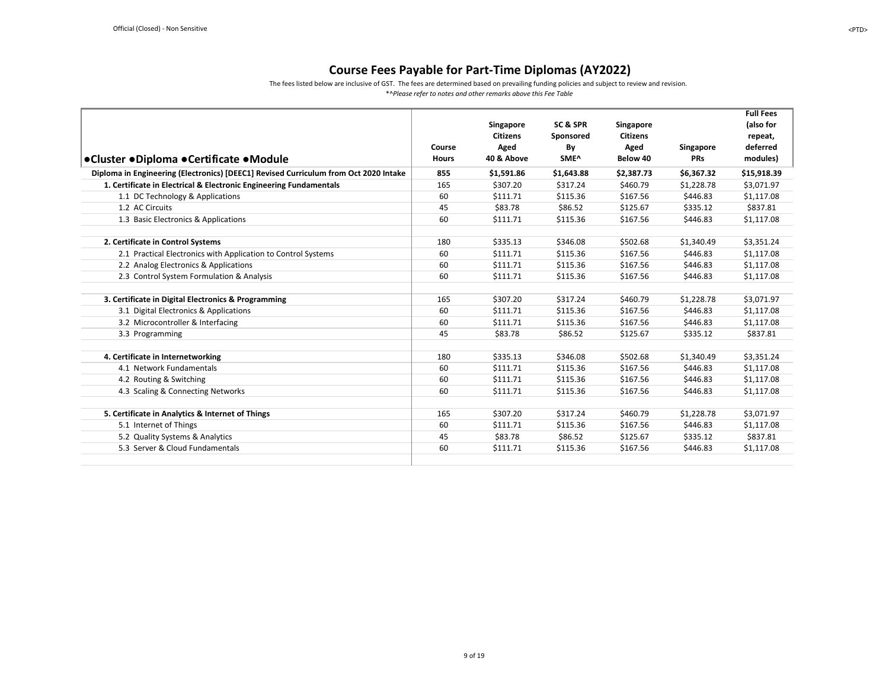# Course Fees Payable for Part-Time Diplomas (AY2022)

The fees listed below are inclusive of GST. The fees are determined based on prevailing funding policies and subject to review and revision.

*^Please refer to notes and other remarks above this Fee Table*

| ●Cluster ●Diploma ●Certificate ●Module | Course Hours | Singapore Citizens Aged 40 & Above | SC & SPR Sponsored By SME^ | Singapore Citizens Aged Below 40 | Singapore PRs | Full Fees (also for repeat, deferred modules) |
|---|---|---|---|---|---|---|
| **Diploma in Engineering (Electronics) [DEEC1] Revised Curriculum from Oct 2020 Intake** | **855** | **$1,591.86** | **$1,643.88** | **$2,387.73** | **$6,367.32** | **$15,918.39** |
| **1. Certificate in Electrical & Electronic Engineering Fundamentals** | 165 | $307.20 | $317.24 | $460.79 | $1,228.78 | $3,071.97 |
| 1.1 DC Technology & Applications | 60 | $111.71 | $115.36 | $167.56 | $446.83 | $1,117.08 |
| 1.2 AC Circuits | 45 | $83.78 | $86.52 | $125.67 | $335.12 | $837.81 |
| 1.3 Basic Electronics & Applications | 60 | $111.71 | $115.36 | $167.56 | $446.83 | $1,117.08 |
| | | | | | | |
| **2. Certificate in Control Systems** | 180 | $335.13 | $346.08 | $502.68 | $1,340.49 | $3,351.24 |
| 2.1 Practical Electronics with Application to Control Systems | 60 | $111.71 | $115.36 | $167.56 | $446.83 | $1,117.08 |
| 2.2 Analog Electronics & Applications | 60 | $111.71 | $115.36 | $167.56 | $446.83 | $1,117.08 |
| 2.3 Control System Formulation & Analysis | 60 | $111.71 | $115.36 | $167.56 | $446.83 | $1,117.08 |
| | | | | | | |
| **3. Certificate in Digital Electronics & Programming** | 165 | $307.20 | $317.24 | $460.79 | $1,228.78 | $3,071.97 |
| 3.1 Digital Electronics & Applications | 60 | $111.71 | $115.36 | $167.56 | $446.83 | $1,117.08 |
| 3.2 Microcontroller & Interfacing | 60 | $111.71 | $115.36 | $167.56 | $446.83 | $1,117.08 |
| 3.3 Programming | 45 | $83.78 | $86.52 | $125.67 | $335.12 | $837.81 |
| | | | | | | |
| **4. Certificate in Internetworking** | 180 | $335.13 | $346.08 | $502.68 | $1,340.49 | $3,351.24 |
| 4.1 Network Fundamentals | 60 | $111.71 | $115.36 | $167.56 | $446.83 | $1,117.08 |
| 4.2 Routing & Switching | 60 | $111.71 | $115.36 | $167.56 | $446.83 | $1,117.08 |
| 4.3 Scaling & Connecting Networks | 60 | $111.71 | $115.36 | $167.56 | $446.83 | $1,117.08 |
| | | | | | | |
| **5. Certificate in Analytics & Internet of Things** | 165 | $307.20 | $317.24 | $460.79 | $1,228.78 | $3,071.97 |
| 5.1 Internet of Things | 60 | $111.71 | $115.36 | $167.56 | $446.83 | $1,117.08 |
| 5.2 Quality Systems & Analytics | 45 | $83.78 | $86.52 | $125.67 | $335.12 | $837.81 |
| 5.3 Server & Cloud Fundamentals | 60 | $111.71 | $115.36 | $167.56 | $446.83 | $1,117.08 |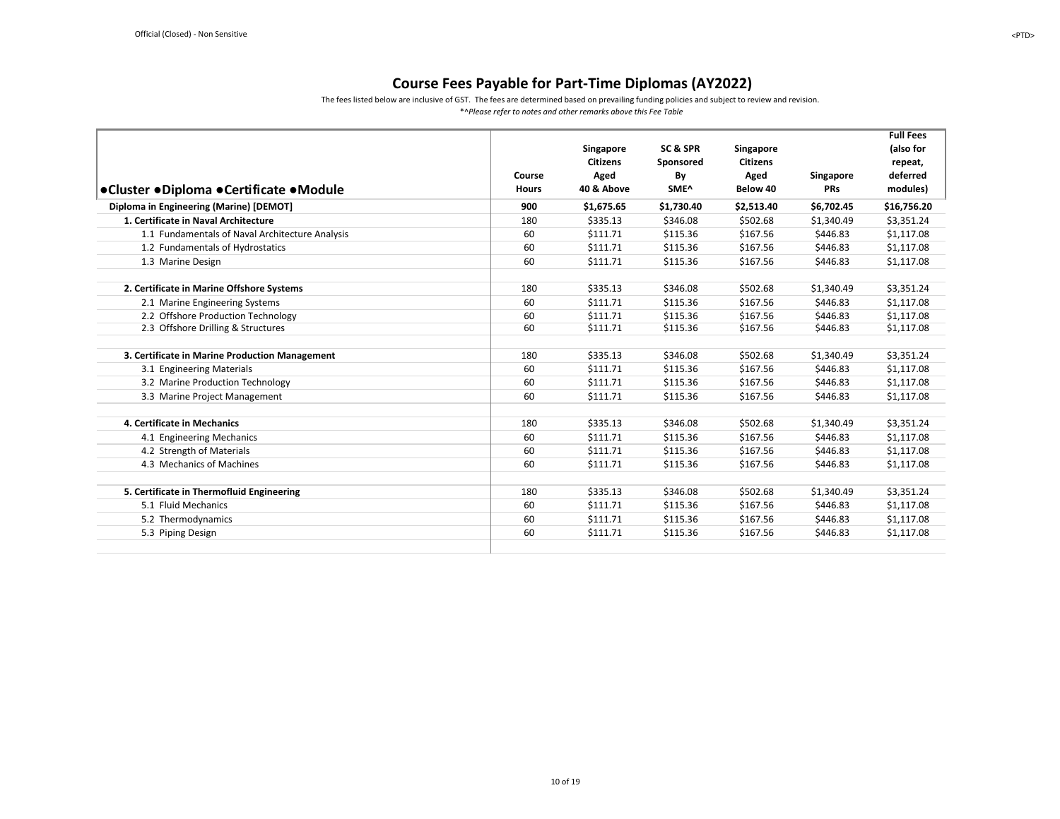# Course Fees Payable for Part-Time Diplomas (AY2022)

The fees listed below are inclusive of GST. The fees are determined based on prevailing funding policies and subject to review and revision.

*^Please refer to notes and other remarks above this Fee Table*

| ●Cluster ●Diploma ●Certificate ●Module | Course Hours | Singapore Citizens Aged 40 & Above | SC & SPR Sponsored By SME^ | Singapore Citizens Aged Below 40 | Singapore PRs | Full Fees (also for repeat, deferred modules) |
|---|---|---|---|---|---|---|
| **Diploma in Engineering (Marine) [DEMOT]** | **900** | **$1,675.65** | **$1,730.40** | **$2,513.40** | **$6,702.45** | **$16,756.20** |
| **1. Certificate in Naval Architecture** | 180 | $335.13 | $346.08 | $502.68 | $1,340.49 | $3,351.24 |
| 1.1 Fundamentals of Naval Architecture Analysis | 60 | $111.71 | $115.36 | $167.56 | $446.83 | $1,117.08 |
| 1.2 Fundamentals of Hydrostatics | 60 | $111.71 | $115.36 | $167.56 | $446.83 | $1,117.08 |
| 1.3 Marine Design | 60 | $111.71 | $115.36 | $167.56 | $446.83 | $1,117.08 |
| **2. Certificate in Marine Offshore Systems** | 180 | $335.13 | $346.08 | $502.68 | $1,340.49 | $3,351.24 |
| 2.1 Marine Engineering Systems | 60 | $111.71 | $115.36 | $167.56 | $446.83 | $1,117.08 |
| 2.2 Offshore Production Technology | 60 | $111.71 | $115.36 | $167.56 | $446.83 | $1,117.08 |
| 2.3 Offshore Drilling & Structures | 60 | $111.71 | $115.36 | $167.56 | $446.83 | $1,117.08 |
| **3. Certificate in Marine Production Management** | 180 | $335.13 | $346.08 | $502.68 | $1,340.49 | $3,351.24 |
| 3.1 Engineering Materials | 60 | $111.71 | $115.36 | $167.56 | $446.83 | $1,117.08 |
| 3.2 Marine Production Technology | 60 | $111.71 | $115.36 | $167.56 | $446.83 | $1,117.08 |
| 3.3 Marine Project Management | 60 | $111.71 | $115.36 | $167.56 | $446.83 | $1,117.08 |
| **4. Certificate in Mechanics** | 180 | $335.13 | $346.08 | $502.68 | $1,340.49 | $3,351.24 |
| 4.1 Engineering Mechanics | 60 | $111.71 | $115.36 | $167.56 | $446.83 | $1,117.08 |
| 4.2 Strength of Materials | 60 | $111.71 | $115.36 | $167.56 | $446.83 | $1,117.08 |
| 4.3 Mechanics of Machines | 60 | $111.71 | $115.36 | $167.56 | $446.83 | $1,117.08 |
| **5. Certificate in Thermofluid Engineering** | 180 | $335.13 | $346.08 | $502.68 | $1,340.49 | $3,351.24 |
| 5.1 Fluid Mechanics | 60 | $111.71 | $115.36 | $167.56 | $446.83 | $1,117.08 |
| 5.2 Thermodynamics | 60 | $111.71 | $115.36 | $167.56 | $446.83 | $1,117.08 |
| 5.3 Piping Design | 60 | $111.71 | $115.36 | $167.56 | $446.83 | $1,117.08 |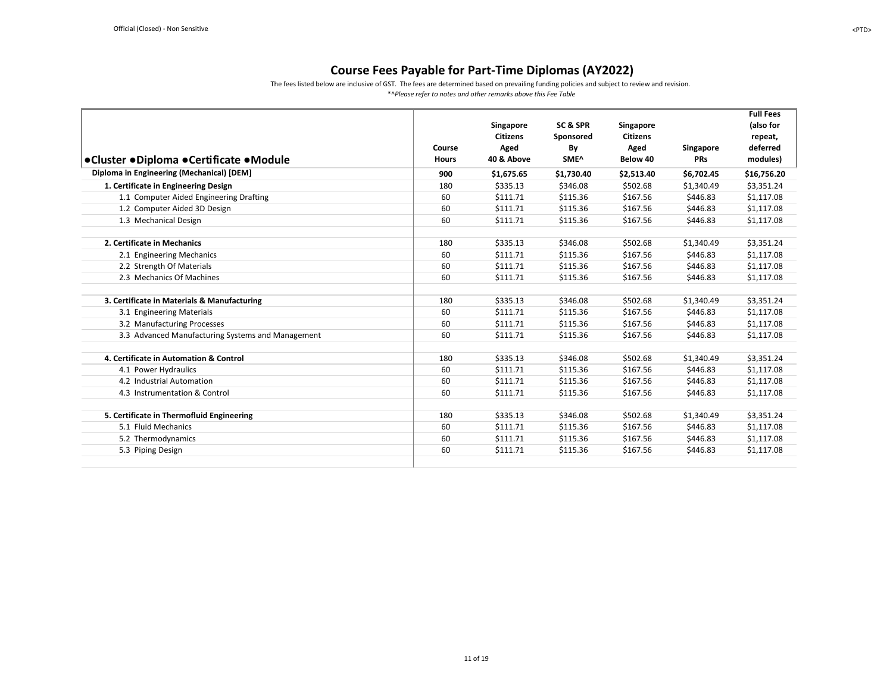# Course Fees Payable for Part-Time Diplomas (AY2022)

The fees listed below are inclusive of GST. The fees are determined based on prevailing funding policies and subject to review and revision.

*^Please refer to notes and other remarks above this Fee Table*

| ●Cluster ●Diploma ●Certificate ●Module | Course Hours | Singapore Citizens Aged 40 & Above | SC & SPR Sponsored By SME^ | Singapore Citizens Aged Below 40 | Singapore PRs | Full Fees (also for repeat, deferred modules) |
|---|---|---|---|---|---|---|
| **Diploma in Engineering (Mechanical) [DEM]** | **900** | **$1,675.65** | **$1,730.40** | **$2,513.40** | **$6,702.45** | **$16,756.20** |
| **1. Certificate in Engineering Design** | 180 | $335.13 | $346.08 | $502.68 | $1,340.49 | $3,351.24 |
| 1.1 Computer Aided Engineering Drafting | 60 | $111.71 | $115.36 | $167.56 | $446.83 | $1,117.08 |
| 1.2 Computer Aided 3D Design | 60 | $111.71 | $115.36 | $167.56 | $446.83 | $1,117.08 |
| 1.3 Mechanical Design | 60 | $111.71 | $115.36 | $167.56 | $446.83 | $1,117.08 |
| | | | | | | |
| **2. Certificate in Mechanics** | 180 | $335.13 | $346.08 | $502.68 | $1,340.49 | $3,351.24 |
| 2.1 Engineering Mechanics | 60 | $111.71 | $115.36 | $167.56 | $446.83 | $1,117.08 |
| 2.2 Strength Of Materials | 60 | $111.71 | $115.36 | $167.56 | $446.83 | $1,117.08 |
| 2.3 Mechanics Of Machines | 60 | $111.71 | $115.36 | $167.56 | $446.83 | $1,117.08 |
| | | | | | | |
| **3. Certificate in Materials & Manufacturing** | 180 | $335.13 | $346.08 | $502.68 | $1,340.49 | $3,351.24 |
| 3.1 Engineering Materials | 60 | $111.71 | $115.36 | $167.56 | $446.83 | $1,117.08 |
| 3.2 Manufacturing Processes | 60 | $111.71 | $115.36 | $167.56 | $446.83 | $1,117.08 |
| 3.3 Advanced Manufacturing Systems and Management | 60 | $111.71 | $115.36 | $167.56 | $446.83 | $1,117.08 |
| | | | | | | |
| **4. Certificate in Automation & Control** | 180 | $335.13 | $346.08 | $502.68 | $1,340.49 | $3,351.24 |
| 4.1 Power Hydraulics | 60 | $111.71 | $115.36 | $167.56 | $446.83 | $1,117.08 |
| 4.2 Industrial Automation | 60 | $111.71 | $115.36 | $167.56 | $446.83 | $1,117.08 |
| 4.3 Instrumentation & Control | 60 | $111.71 | $115.36 | $167.56 | $446.83 | $1,117.08 |
| | | | | | | |
| **5. Certificate in Thermofluid Engineering** | 180 | $335.13 | $346.08 | $502.68 | $1,340.49 | $3,351.24 |
| 5.1 Fluid Mechanics | 60 | $111.71 | $115.36 | $167.56 | $446.83 | $1,117.08 |
| 5.2 Thermodynamics | 60 | $111.71 | $115.36 | $167.56 | $446.83 | $1,117.08 |
| 5.3 Piping Design | 60 | $111.71 | $115.36 | $167.56 | $446.83 | $1,117.08 |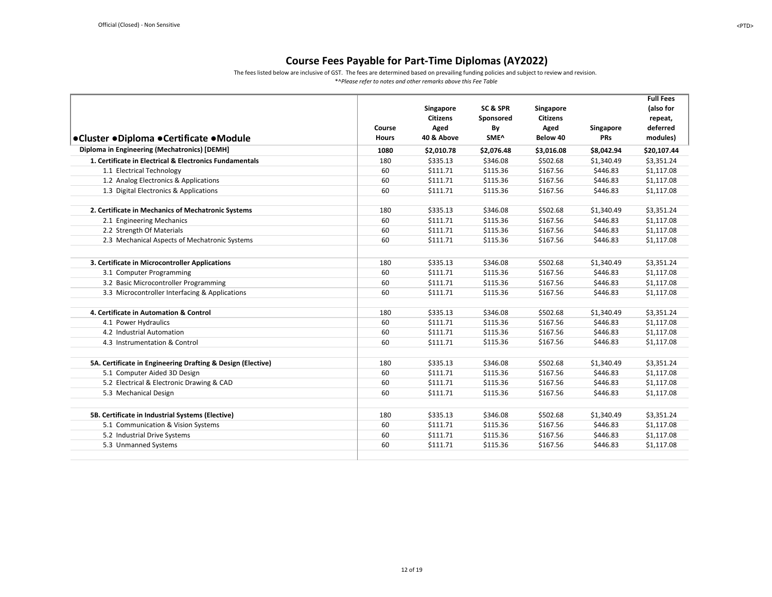# Course Fees Payable for Part-Time Diplomas (AY2022)

The fees listed below are inclusive of GST. The fees are determined based on prevailing funding policies and subject to review and revision.

*^Please refer to notes and other remarks above this Fee Table*

| ●Cluster ●Diploma ●Certificate ●Module | Course Hours | Singapore Citizens Aged 40 & Above | SC & SPR Sponsored By SME^ | Singapore Citizens Aged Below 40 | Singapore PRs | Full Fees (also for repeat, deferred modules) |
|---|---|---|---|---|---|---|
| **Diploma in Engineering (Mechatronics) [DEMH]** | **1080** | **$2,010.78** | **$2,076.48** | **$3,016.08** | **$8,042.94** | **$20,107.44** |
| **1. Certificate in Electrical & Electronics Fundamentals** | 180 | $335.13 | $346.08 | $502.68 | $1,340.49 | $3,351.24 |
| 1.1 Electrical Technology | 60 | $111.71 | $115.36 | $167.56 | $446.83 | $1,117.08 |
| 1.2 Analog Electronics & Applications | 60 | $111.71 | $115.36 | $167.56 | $446.83 | $1,117.08 |
| 1.3 Digital Electronics & Applications | 60 | $111.71 | $115.36 | $167.56 | $446.83 | $1,117.08 |
| | | | | | | |
| **2. Certificate in Mechanics of Mechatronic Systems** | 180 | $335.13 | $346.08 | $502.68 | $1,340.49 | $3,351.24 |
| 2.1 Engineering Mechanics | 60 | $111.71 | $115.36 | $167.56 | $446.83 | $1,117.08 |
| 2.2 Strength Of Materials | 60 | $111.71 | $115.36 | $167.56 | $446.83 | $1,117.08 |
| 2.3 Mechanical Aspects of Mechatronic Systems | 60 | $111.71 | $115.36 | $167.56 | $446.83 | $1,117.08 |
| | | | | | | |
| **3. Certificate in Microcontroller Applications** | 180 | $335.13 | $346.08 | $502.68 | $1,340.49 | $3,351.24 |
| 3.1 Computer Programming | 60 | $111.71 | $115.36 | $167.56 | $446.83 | $1,117.08 |
| 3.2 Basic Microcontroller Programming | 60 | $111.71 | $115.36 | $167.56 | $446.83 | $1,117.08 |
| 3.3 Microcontroller Interfacing & Applications | 60 | $111.71 | $115.36 | $167.56 | $446.83 | $1,117.08 |
| | | | | | | |
| **4. Certificate in Automation & Control** | 180 | $335.13 | $346.08 | $502.68 | $1,340.49 | $3,351.24 |
| 4.1 Power Hydraulics | 60 | $111.71 | $115.36 | $167.56 | $446.83 | $1,117.08 |
| 4.2 Industrial Automation | 60 | $111.71 | $115.36 | $167.56 | $446.83 | $1,117.08 |
| 4.3 Instrumentation & Control | 60 | $111.71 | $115.36 | $167.56 | $446.83 | $1,117.08 |
| | | | | | | |
| **5A. Certificate in Engineering Drafting & Design (Elective)** | 180 | $335.13 | $346.08 | $502.68 | $1,340.49 | $3,351.24 |
| 5.1 Computer Aided 3D Design | 60 | $111.71 | $115.36 | $167.56 | $446.83 | $1,117.08 |
| 5.2 Electrical & Electronic Drawing & CAD | 60 | $111.71 | $115.36 | $167.56 | $446.83 | $1,117.08 |
| 5.3 Mechanical Design | 60 | $111.71 | $115.36 | $167.56 | $446.83 | $1,117.08 |
| | | | | | | |
| **5B. Certificate in Industrial Systems (Elective)** | 180 | $335.13 | $346.08 | $502.68 | $1,340.49 | $3,351.24 |
| 5.1 Communication & Vision Systems | 60 | $111.71 | $115.36 | $167.56 | $446.83 | $1,117.08 |
| 5.2 Industrial Drive Systems | 60 | $111.71 | $115.36 | $167.56 | $446.83 | $1,117.08 |
| 5.3 Unmanned Systems | 60 | $111.71 | $115.36 | $167.56 | $446.83 | $1,117.08 |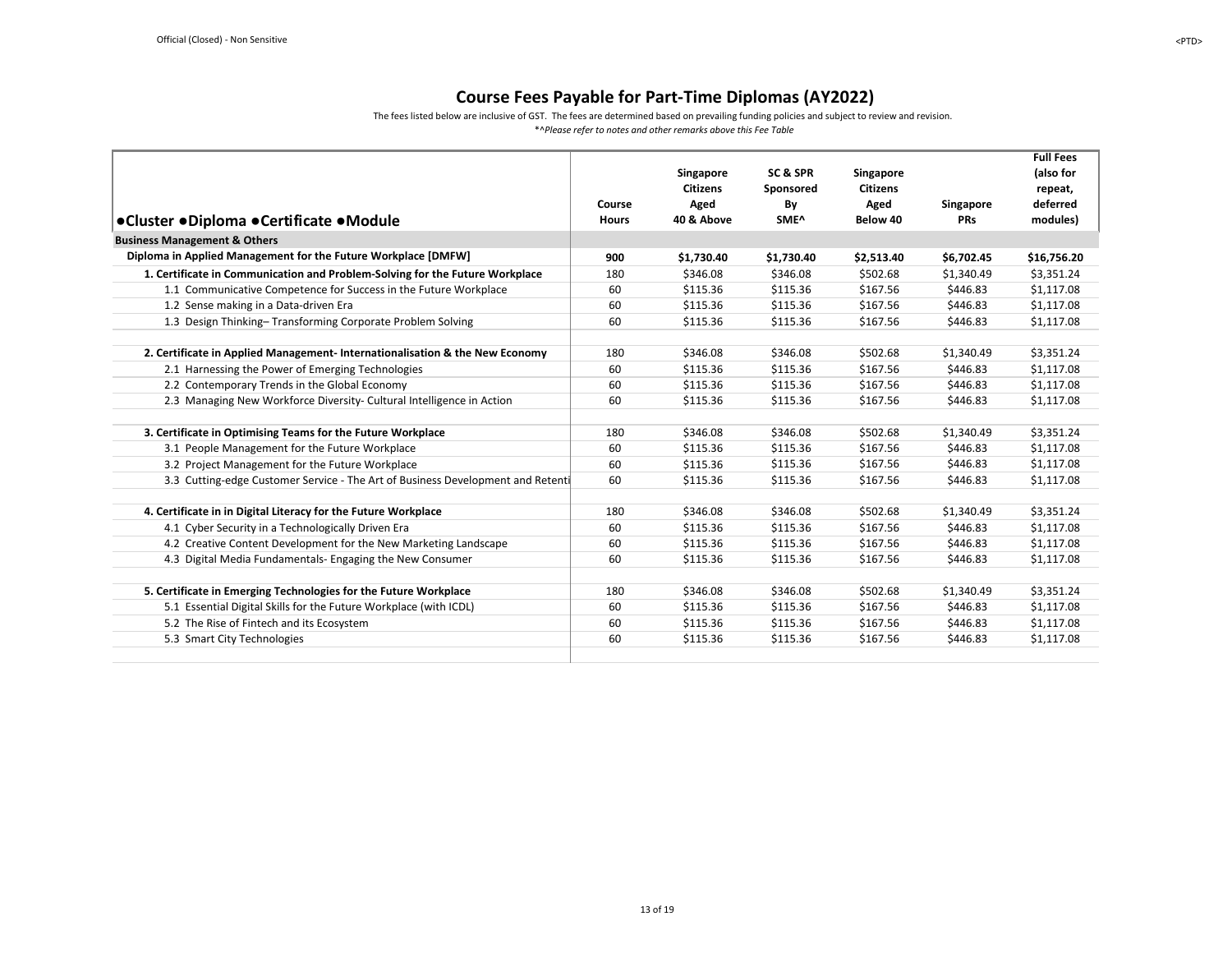# Course Fees Payable for Part-Time Diplomas (AY2022)

The fees listed below are inclusive of GST. The fees are determined based on prevailing funding policies and subject to review and revision.

*^*Please refer to notes and other remarks above this Fee Table*

| ●Cluster ●Diploma ●Certificate ●Module | Course Hours | Singapore Citizens Aged 40 & Above | SC & SPR Sponsored By SME^ | Singapore Citizens Aged Below 40 | Singapore PRs | Full Fees (also for repeat, deferred modules) |
|---|---|---|---|---|---|---|
| **Business Management & Others** | | | | | | |
| **Diploma in Applied Management for the Future Workplace [DMFW]** | **900** | **$1,730.40** | **$1,730.40** | **$2,513.40** | **$6,702.45** | **$16,756.20** |
| **1. Certificate in Communication and Problem-Solving for the Future Workplace** | 180 | $346.08 | $346.08 | $502.68 | $1,340.49 | $3,351.24 |
| 1.1 Communicative Competence for Success in the Future Workplace | 60 | $115.36 | $115.36 | $167.56 | $446.83 | $1,117.08 |
| 1.2 Sense making in a Data-driven Era | 60 | $115.36 | $115.36 | $167.56 | $446.83 | $1,117.08 |
| 1.3 Design Thinking– Transforming Corporate Problem Solving | 60 | $115.36 | $115.36 | $167.56 | $446.83 | $1,117.08 |
| | | | | | | |
| **2. Certificate in Applied Management- Internationalisation & the New Economy** | 180 | $346.08 | $346.08 | $502.68 | $1,340.49 | $3,351.24 |
| 2.1 Harnessing the Power of Emerging Technologies | 60 | $115.36 | $115.36 | $167.56 | $446.83 | $1,117.08 |
| 2.2 Contemporary Trends in the Global Economy | 60 | $115.36 | $115.36 | $167.56 | $446.83 | $1,117.08 |
| 2.3 Managing New Workforce Diversity- Cultural Intelligence in Action | 60 | $115.36 | $115.36 | $167.56 | $446.83 | $1,117.08 |
| | | | | | | |
| **3. Certificate in Optimising Teams for the Future Workplace** | 180 | $346.08 | $346.08 | $502.68 | $1,340.49 | $3,351.24 |
| 3.1 People Management for the Future Workplace | 60 | $115.36 | $115.36 | $167.56 | $446.83 | $1,117.08 |
| 3.2 Project Management for the Future Workplace | 60 | $115.36 | $115.36 | $167.56 | $446.83 | $1,117.08 |
| 3.3 Cutting-edge Customer Service - The Art of Business Development and Retenti | 60 | $115.36 | $115.36 | $167.56 | $446.83 | $1,117.08 |
| | | | | | | |
| **4. Certificate in in Digital Literacy for the Future Workplace** | 180 | $346.08 | $346.08 | $502.68 | $1,340.49 | $3,351.24 |
| 4.1 Cyber Security in a Technologically Driven Era | 60 | $115.36 | $115.36 | $167.56 | $446.83 | $1,117.08 |
| 4.2 Creative Content Development for the New Marketing Landscape | 60 | $115.36 | $115.36 | $167.56 | $446.83 | $1,117.08 |
| 4.3 Digital Media Fundamentals- Engaging the New Consumer | 60 | $115.36 | $115.36 | $167.56 | $446.83 | $1,117.08 |
| | | | | | | |
| **5. Certificate in Emerging Technologies for the Future Workplace** | 180 | $346.08 | $346.08 | $502.68 | $1,340.49 | $3,351.24 |
| 5.1 Essential Digital Skills for the Future Workplace (with ICDL) | 60 | $115.36 | $115.36 | $167.56 | $446.83 | $1,117.08 |
| 5.2 The Rise of Fintech and its Ecosystem | 60 | $115.36 | $115.36 | $167.56 | $446.83 | $1,117.08 |
| 5.3 Smart City Technologies | 60 | $115.36 | $115.36 | $167.56 | $446.83 | $1,117.08 |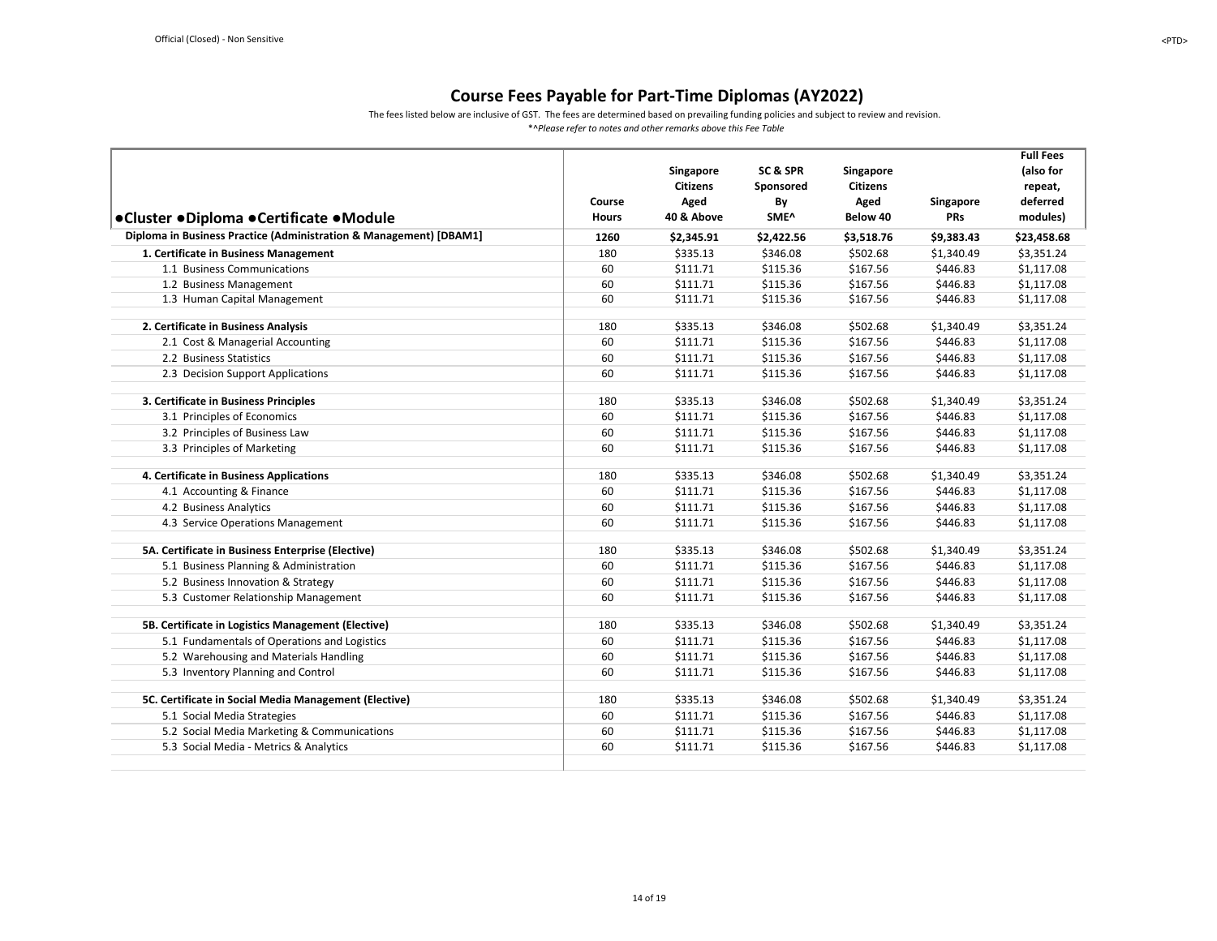# Course Fees Payable for Part-Time Diplomas (AY2022)

The fees listed below are inclusive of GST. The fees are determined based on prevailing funding policies and subject to review and revision.

*^Please refer to notes and other remarks above this Fee Table*

| ●Cluster ●Diploma ●Certificate ●Module | Course Hours | Singapore Citizens Aged 40 & Above | SC & SPR Sponsored By SME^ | Singapore Citizens Aged Below 40 | Singapore PRs | Full Fees (also for repeat, deferred modules) |
|---|---|---|---|---|---|---|
| **Diploma in Business Practice (Administration & Management) [DBAM1]** | **1260** | **$2,345.91** | **$2,422.56** | **$3,518.76** | **$9,383.43** | **$23,458.68** |
| **1. Certificate in Business Management** | 180 | $335.13 | $346.08 | $502.68 | $1,340.49 | $3,351.24 |
| 1.1 Business Communications | 60 | $111.71 | $115.36 | $167.56 | $446.83 | $1,117.08 |
| 1.2 Business Management | 60 | $111.71 | $115.36 | $167.56 | $446.83 | $1,117.08 |
| 1.3 Human Capital Management | 60 | $111.71 | $115.36 | $167.56 | $446.83 | $1,117.08 |
| **2. Certificate in Business Analysis** | 180 | $335.13 | $346.08 | $502.68 | $1,340.49 | $3,351.24 |
| 2.1 Cost & Managerial Accounting | 60 | $111.71 | $115.36 | $167.56 | $446.83 | $1,117.08 |
| 2.2 Business Statistics | 60 | $111.71 | $115.36 | $167.56 | $446.83 | $1,117.08 |
| 2.3 Decision Support Applications | 60 | $111.71 | $115.36 | $167.56 | $446.83 | $1,117.08 |
| **3. Certificate in Business Principles** | 180 | $335.13 | $346.08 | $502.68 | $1,340.49 | $3,351.24 |
| 3.1 Principles of Economics | 60 | $111.71 | $115.36 | $167.56 | $446.83 | $1,117.08 |
| 3.2 Principles of Business Law | 60 | $111.71 | $115.36 | $167.56 | $446.83 | $1,117.08 |
| 3.3 Principles of Marketing | 60 | $111.71 | $115.36 | $167.56 | $446.83 | $1,117.08 |
| **4. Certificate in Business Applications** | 180 | $335.13 | $346.08 | $502.68 | $1,340.49 | $3,351.24 |
| 4.1 Accounting & Finance | 60 | $111.71 | $115.36 | $167.56 | $446.83 | $1,117.08 |
| 4.2 Business Analytics | 60 | $111.71 | $115.36 | $167.56 | $446.83 | $1,117.08 |
| 4.3 Service Operations Management | 60 | $111.71 | $115.36 | $167.56 | $446.83 | $1,117.08 |
| **5A. Certificate in Business Enterprise (Elective)** | 180 | $335.13 | $346.08 | $502.68 | $1,340.49 | $3,351.24 |
| 5.1 Business Planning & Administration | 60 | $111.71 | $115.36 | $167.56 | $446.83 | $1,117.08 |
| 5.2 Business Innovation & Strategy | 60 | $111.71 | $115.36 | $167.56 | $446.83 | $1,117.08 |
| 5.3 Customer Relationship Management | 60 | $111.71 | $115.36 | $167.56 | $446.83 | $1,117.08 |
| **5B. Certificate in Logistics Management (Elective)** | 180 | $335.13 | $346.08 | $502.68 | $1,340.49 | $3,351.24 |
| 5.1 Fundamentals of Operations and Logistics | 60 | $111.71 | $115.36 | $167.56 | $446.83 | $1,117.08 |
| 5.2 Warehousing and Materials Handling | 60 | $111.71 | $115.36 | $167.56 | $446.83 | $1,117.08 |
| 5.3 Inventory Planning and Control | 60 | $111.71 | $115.36 | $167.56 | $446.83 | $1,117.08 |
| **5C. Certificate in Social Media Management (Elective)** | 180 | $335.13 | $346.08 | $502.68 | $1,340.49 | $3,351.24 |
| 5.1 Social Media Strategies | 60 | $111.71 | $115.36 | $167.56 | $446.83 | $1,117.08 |
| 5.2 Social Media Marketing & Communications | 60 | $111.71 | $115.36 | $167.56 | $446.83 | $1,117.08 |
| 5.3 Social Media - Metrics & Analytics | 60 | $111.71 | $115.36 | $167.56 | $446.83 | $1,117.08 |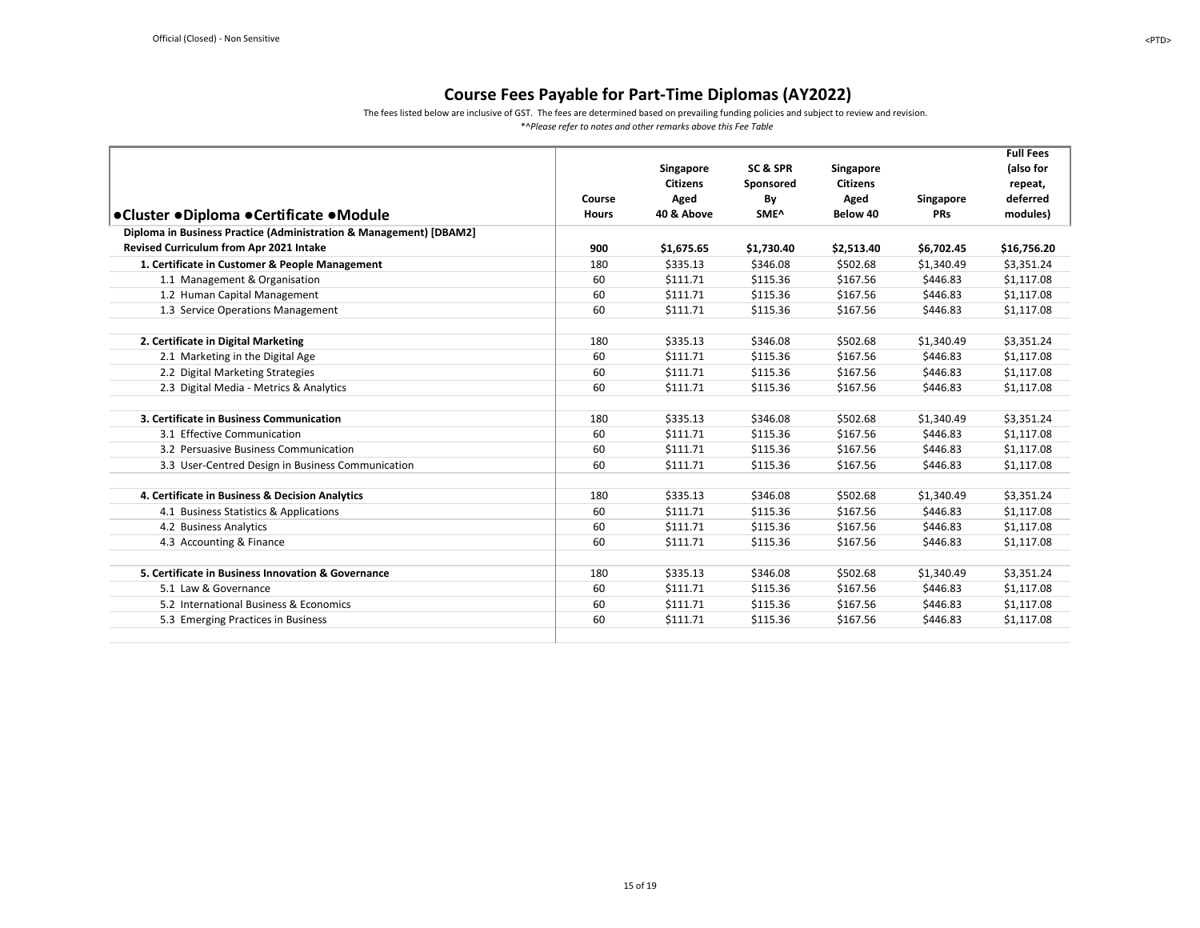# Course Fees Payable for Part-Time Diplomas (AY2022)

The fees listed below are inclusive of GST. The fees are determined based on prevailing funding policies and subject to review and revision.

*^Please refer to notes and other remarks above this Fee Table*

| ●Cluster ●Diploma ●Certificate ●Module | Course Hours | Singapore Citizens Aged 40 & Above | SC & SPR Sponsored By SME^ | Singapore Citizens Aged Below 40 | Singapore PRs | Full Fees (also for repeat, deferred modules) |
|---|---|---|---|---|---|---|
| **Diploma in Business Practice (Administration & Management) [DBAM2] Revised Curriculum from Apr 2021 Intake** | **900** | **$1,675.65** | **$1,730.40** | **$2,513.40** | **$6,702.45** | **$16,756.20** |
| **1. Certificate in Customer & People Management** | 180 | $335.13 | $346.08 | $502.68 | $1,340.49 | $3,351.24 |
| 1.1 Management & Organisation | 60 | $111.71 | $115.36 | $167.56 | $446.83 | $1,117.08 |
| 1.2 Human Capital Management | 60 | $111.71 | $115.36 | $167.56 | $446.83 | $1,117.08 |
| 1.3 Service Operations Management | 60 | $111.71 | $115.36 | $167.56 | $446.83 | $1,117.08 |
| | | | | | | |
| **2. Certificate in Digital Marketing** | 180 | $335.13 | $346.08 | $502.68 | $1,340.49 | $3,351.24 |
| 2.1 Marketing in the Digital Age | 60 | $111.71 | $115.36 | $167.56 | $446.83 | $1,117.08 |
| 2.2 Digital Marketing Strategies | 60 | $111.71 | $115.36 | $167.56 | $446.83 | $1,117.08 |
| 2.3 Digital Media - Metrics & Analytics | 60 | $111.71 | $115.36 | $167.56 | $446.83 | $1,117.08 |
| | | | | | | |
| **3. Certificate in Business Communication** | 180 | $335.13 | $346.08 | $502.68 | $1,340.49 | $3,351.24 |
| 3.1 Effective Communication | 60 | $111.71 | $115.36 | $167.56 | $446.83 | $1,117.08 |
| 3.2 Persuasive Business Communication | 60 | $111.71 | $115.36 | $167.56 | $446.83 | $1,117.08 |
| 3.3 User-Centred Design in Business Communication | 60 | $111.71 | $115.36 | $167.56 | $446.83 | $1,117.08 |
| | | | | | | |
| **4. Certificate in Business & Decision Analytics** | 180 | $335.13 | $346.08 | $502.68 | $1,340.49 | $3,351.24 |
| 4.1 Business Statistics & Applications | 60 | $111.71 | $115.36 | $167.56 | $446.83 | $1,117.08 |
| 4.2 Business Analytics | 60 | $111.71 | $115.36 | $167.56 | $446.83 | $1,117.08 |
| 4.3 Accounting & Finance | 60 | $111.71 | $115.36 | $167.56 | $446.83 | $1,117.08 |
| | | | | | | |
| **5. Certificate in Business Innovation & Governance** | 180 | $335.13 | $346.08 | $502.68 | $1,340.49 | $3,351.24 |
| 5.1 Law & Governance | 60 | $111.71 | $115.36 | $167.56 | $446.83 | $1,117.08 |
| 5.2 International Business & Economics | 60 | $111.71 | $115.36 | $167.56 | $446.83 | $1,117.08 |
| 5.3 Emerging Practices in Business | 60 | $111.71 | $115.36 | $167.56 | $446.83 | $1,117.08 |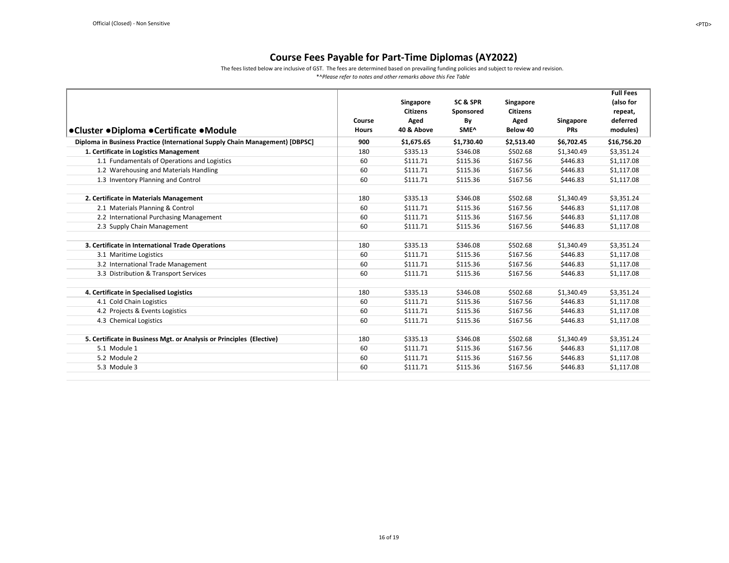# Course Fees Payable for Part-Time Diplomas (AY2022)

The fees listed below are inclusive of GST. The fees are determined based on prevailing funding policies and subject to review and revision.

*^*Please refer to notes and other remarks above this Fee Table*

| ●Cluster ●Diploma ●Certificate ●Module | Course Hours | Singapore Citizens Aged 40 & Above | SC & SPR Sponsored By SME^ | Singapore Citizens Aged Below 40 | Singapore PRs | Full Fees (also for repeat, deferred modules) |
|---|---|---|---|---|---|---|
| **Diploma in Business Practice (International Supply Chain Management) [DBPSC]** | **900** | **$1,675.65** | **$1,730.40** | **$2,513.40** | **$6,702.45** | **$16,756.20** |
| **1. Certificate in Logistics Management** | 180 | $335.13 | $346.08 | $502.68 | $1,340.49 | $3,351.24 |
| 1.1 Fundamentals of Operations and Logistics | 60 | $111.71 | $115.36 | $167.56 | $446.83 | $1,117.08 |
| 1.2 Warehousing and Materials Handling | 60 | $111.71 | $115.36 | $167.56 | $446.83 | $1,117.08 |
| 1.3 Inventory Planning and Control | 60 | $111.71 | $115.36 | $167.56 | $446.83 | $1,117.08 |
| | | | | | | |
| **2. Certificate in Materials Management** | 180 | $335.13 | $346.08 | $502.68 | $1,340.49 | $3,351.24 |
| 2.1 Materials Planning & Control | 60 | $111.71 | $115.36 | $167.56 | $446.83 | $1,117.08 |
| 2.2 International Purchasing Management | 60 | $111.71 | $115.36 | $167.56 | $446.83 | $1,117.08 |
| 2.3 Supply Chain Management | 60 | $111.71 | $115.36 | $167.56 | $446.83 | $1,117.08 |
| | | | | | | |
| **3. Certificate in International Trade Operations** | 180 | $335.13 | $346.08 | $502.68 | $1,340.49 | $3,351.24 |
| 3.1 Maritime Logistics | 60 | $111.71 | $115.36 | $167.56 | $446.83 | $1,117.08 |
| 3.2 International Trade Management | 60 | $111.71 | $115.36 | $167.56 | $446.83 | $1,117.08 |
| 3.3 Distribution & Transport Services | 60 | $111.71 | $115.36 | $167.56 | $446.83 | $1,117.08 |
| | | | | | | |
| **4. Certificate in Specialised Logistics** | 180 | $335.13 | $346.08 | $502.68 | $1,340.49 | $3,351.24 |
| 4.1 Cold Chain Logistics | 60 | $111.71 | $115.36 | $167.56 | $446.83 | $1,117.08 |
| 4.2 Projects & Events Logistics | 60 | $111.71 | $115.36 | $167.56 | $446.83 | $1,117.08 |
| 4.3 Chemical Logistics | 60 | $111.71 | $115.36 | $167.56 | $446.83 | $1,117.08 |
| | | | | | | |
| **5. Certificate in Business Mgt. or Analysis or Principles (Elective)** | 180 | $335.13 | $346.08 | $502.68 | $1,340.49 | $3,351.24 |
| 5.1 Module 1 | 60 | $111.71 | $115.36 | $167.56 | $446.83 | $1,117.08 |
| 5.2 Module 2 | 60 | $111.71 | $115.36 | $167.56 | $446.83 | $1,117.08 |
| 5.3 Module 3 | 60 | $111.71 | $115.36 | $167.56 | $446.83 | $1,117.08 |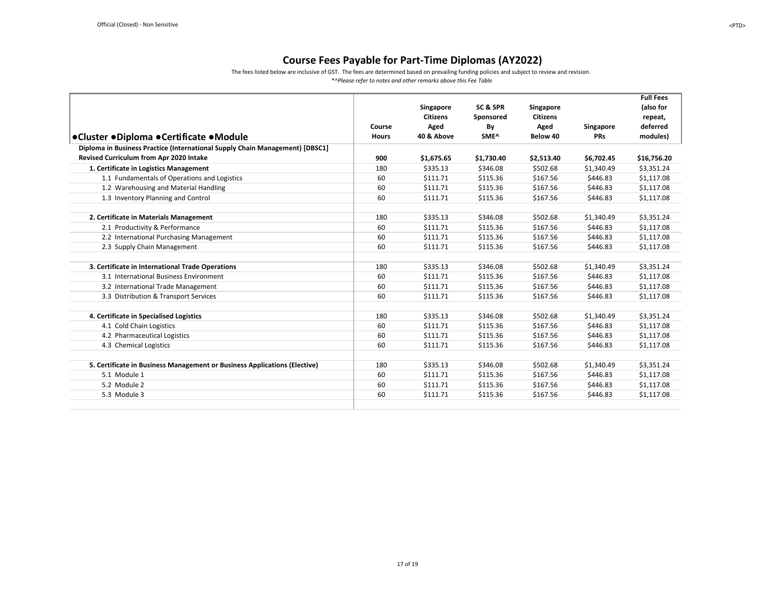## Course Fees Payable for Part-Time Diplomas (AY2022)

The fees listed below are inclusive of GST. The fees are determined based on prevailing funding policies and subject to review and revision.

*^*Please refer to notes and other remarks above this Fee Table*

| ●Cluster ●Diploma ●Certificate ●Module | Course Hours | Singapore Citizens Aged 40 & Above | SC & SPR Sponsored By SME^ | Singapore Citizens Aged Below 40 | Singapore PRs | Full Fees (also for repeat, deferred modules) |
|---|---|---|---|---|---|---|
| **Diploma in Business Practice (International Supply Chain Management) [DBSC1] Revised Curriculum from Apr 2020 Intake** | **900** | **$1,675.65** | **$1,730.40** | **$2,513.40** | **$6,702.45** | **$16,756.20** |
| **1. Certificate in Logistics Management** | 180 | $335.13 | $346.08 | $502.68 | $1,340.49 | $3,351.24 |
| 1.1 Fundamentals of Operations and Logistics | 60 | $111.71 | $115.36 | $167.56 | $446.83 | $1,117.08 |
| 1.2 Warehousing and Material Handling | 60 | $111.71 | $115.36 | $167.56 | $446.83 | $1,117.08 |
| 1.3 Inventory Planning and Control | 60 | $111.71 | $115.36 | $167.56 | $446.83 | $1,117.08 |
| | | | | | | |
| **2. Certificate in Materials Management** | 180 | $335.13 | $346.08 | $502.68 | $1,340.49 | $3,351.24 |
| 2.1 Productivity & Performance | 60 | $111.71 | $115.36 | $167.56 | $446.83 | $1,117.08 |
| 2.2 International Purchasing Management | 60 | $111.71 | $115.36 | $167.56 | $446.83 | $1,117.08 |
| 2.3 Supply Chain Management | 60 | $111.71 | $115.36 | $167.56 | $446.83 | $1,117.08 |
| | | | | | | |
| **3. Certificate in International Trade Operations** | 180 | $335.13 | $346.08 | $502.68 | $1,340.49 | $3,351.24 |
| 3.1 International Business Environment | 60 | $111.71 | $115.36 | $167.56 | $446.83 | $1,117.08 |
| 3.2 International Trade Management | 60 | $111.71 | $115.36 | $167.56 | $446.83 | $1,117.08 |
| 3.3 Distribution & Transport Services | 60 | $111.71 | $115.36 | $167.56 | $446.83 | $1,117.08 |
| | | | | | | |
| **4. Certificate in Specialised Logistics** | 180 | $335.13 | $346.08 | $502.68 | $1,340.49 | $3,351.24 |
| 4.1 Cold Chain Logistics | 60 | $111.71 | $115.36 | $167.56 | $446.83 | $1,117.08 |
| 4.2 Pharmaceutical Logistics | 60 | $111.71 | $115.36 | $167.56 | $446.83 | $1,117.08 |
| 4.3 Chemical Logistics | 60 | $111.71 | $115.36 | $167.56 | $446.83 | $1,117.08 |
| | | | | | | |
| **5. Certificate in Business Management or Business Applications (Elective)** | 180 | $335.13 | $346.08 | $502.68 | $1,340.49 | $3,351.24 |
| 5.1 Module 1 | 60 | $111.71 | $115.36 | $167.56 | $446.83 | $1,117.08 |
| 5.2 Module 2 | 60 | $111.71 | $115.36 | $167.56 | $446.83 | $1,117.08 |
| 5.3 Module 3 | 60 | $111.71 | $115.36 | $167.56 | $446.83 | $1,117.08 |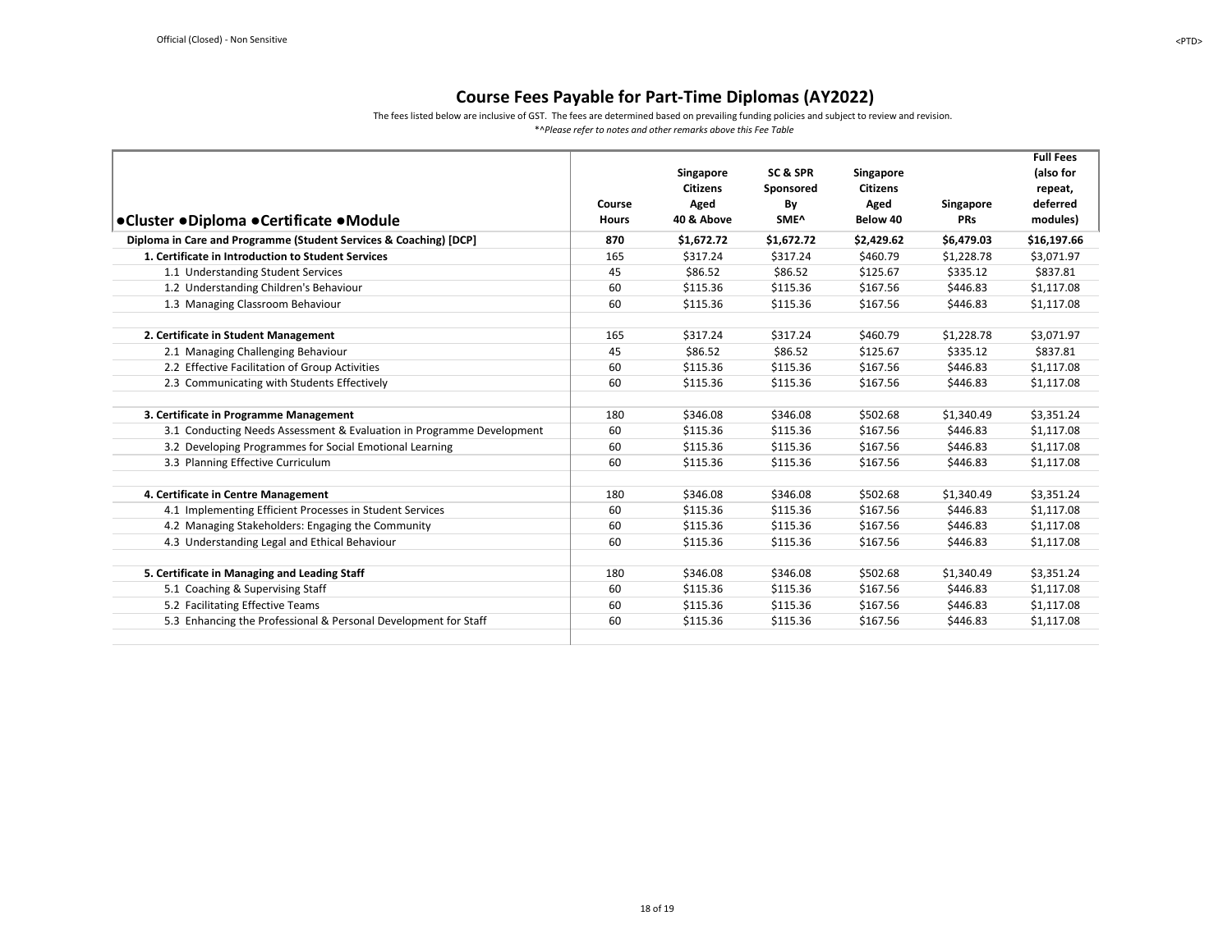# Course Fees Payable for Part-Time Diplomas (AY2022)

The fees listed below are inclusive of GST. The fees are determined based on prevailing funding policies and subject to review and revision.

*^Please refer to notes and other remarks above this Fee Table*

| ●Cluster ●Diploma ●Certificate ●Module | Course Hours | Singapore Citizens Aged 40 & Above | SC & SPR Sponsored By SME^ | Singapore Citizens Aged Below 40 | Singapore PRs | Full Fees (also for repeat, deferred modules) |
|---|---|---|---|---|---|---|
| **Diploma in Care and Programme (Student Services & Coaching) [DCP]** | **870** | **$1,672.72** | **$1,672.72** | **$2,429.62** | **$6,479.03** | **$16,197.66** |
| **1. Certificate in Introduction to Student Services** | 165 | $317.24 | $317.24 | $460.79 | $1,228.78 | $3,071.97 |
| 1.1 Understanding Student Services | 45 | $86.52 | $86.52 | $125.67 | $335.12 | $837.81 |
| 1.2 Understanding Children's Behaviour | 60 | $115.36 | $115.36 | $167.56 | $446.83 | $1,117.08 |
| 1.3 Managing Classroom Behaviour | 60 | $115.36 | $115.36 | $167.56 | $446.83 | $1,117.08 |
| | | | | | | |
| **2. Certificate in Student Management** | 165 | $317.24 | $317.24 | $460.79 | $1,228.78 | $3,071.97 |
| 2.1 Managing Challenging Behaviour | 45 | $86.52 | $86.52 | $125.67 | $335.12 | $837.81 |
| 2.2 Effective Facilitation of Group Activities | 60 | $115.36 | $115.36 | $167.56 | $446.83 | $1,117.08 |
| 2.3 Communicating with Students Effectively | 60 | $115.36 | $115.36 | $167.56 | $446.83 | $1,117.08 |
| | | | | | | |
| **3. Certificate in Programme Management** | 180 | $346.08 | $346.08 | $502.68 | $1,340.49 | $3,351.24 |
| 3.1 Conducting Needs Assessment & Evaluation in Programme Development | 60 | $115.36 | $115.36 | $167.56 | $446.83 | $1,117.08 |
| 3.2 Developing Programmes for Social Emotional Learning | 60 | $115.36 | $115.36 | $167.56 | $446.83 | $1,117.08 |
| 3.3 Planning Effective Curriculum | 60 | $115.36 | $115.36 | $167.56 | $446.83 | $1,117.08 |
| | | | | | | |
| **4. Certificate in Centre Management** | 180 | $346.08 | $346.08 | $502.68 | $1,340.49 | $3,351.24 |
| 4.1 Implementing Efficient Processes in Student Services | 60 | $115.36 | $115.36 | $167.56 | $446.83 | $1,117.08 |
| 4.2 Managing Stakeholders: Engaging the Community | 60 | $115.36 | $115.36 | $167.56 | $446.83 | $1,117.08 |
| 4.3 Understanding Legal and Ethical Behaviour | 60 | $115.36 | $115.36 | $167.56 | $446.83 | $1,117.08 |
| | | | | | | |
| **5. Certificate in Managing and Leading Staff** | 180 | $346.08 | $346.08 | $502.68 | $1,340.49 | $3,351.24 |
| 5.1 Coaching & Supervising Staff | 60 | $115.36 | $115.36 | $167.56 | $446.83 | $1,117.08 |
| 5.2 Facilitating Effective Teams | 60 | $115.36 | $115.36 | $167.56 | $446.83 | $1,117.08 |
| 5.3 Enhancing the Professional & Personal Development for Staff | 60 | $115.36 | $115.36 | $167.56 | $446.83 | $1,117.08 |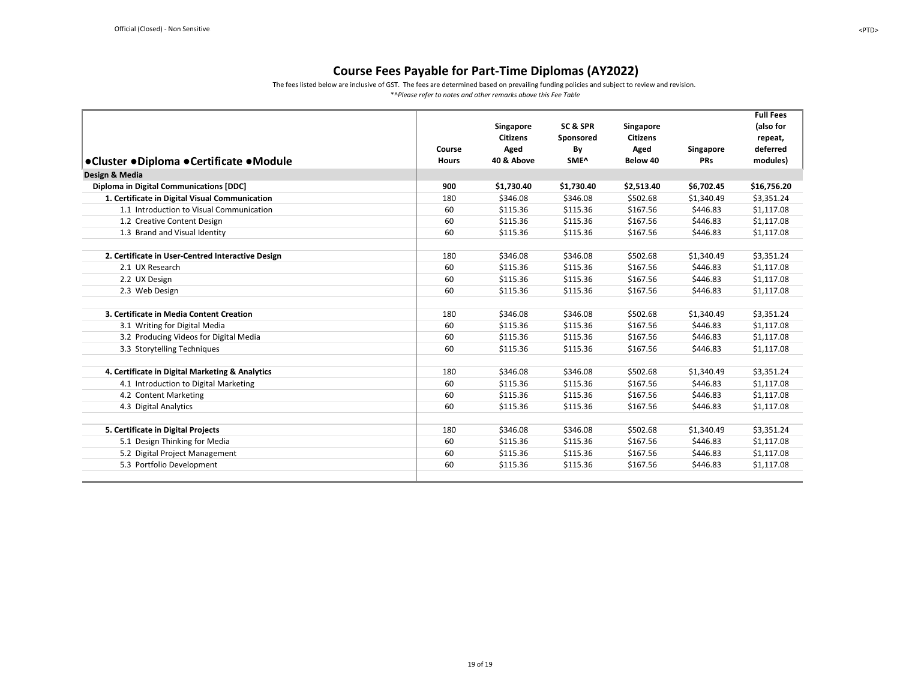# Course Fees Payable for Part-Time Diplomas (AY2022)

The fees listed below are inclusive of GST. The fees are determined based on prevailing funding policies and subject to review and revision.

*^*Please refer to notes and other remarks above this Fee Table*

| ●Cluster ●Diploma ●Certificate ●Module | Course Hours | Singapore Citizens Aged 40 & Above | SC & SPR Sponsored By SME^ | Singapore Citizens Aged Below 40 | Singapore PRs | Full Fees (also for repeat, deferred modules) |
|---|---|---|---|---|---|---|
| **Design & Media** | | | | | | |
| **Diploma in Digital Communications [DDC]** | **900** | **$1,730.40** | **$1,730.40** | **$2,513.40** | **$6,702.45** | **$16,756.20** |
| **1. Certificate in Digital Visual Communication** | 180 | $346.08 | $346.08 | $502.68 | $1,340.49 | $3,351.24 |
| 1.1 Introduction to Visual Communication | 60 | $115.36 | $115.36 | $167.56 | $446.83 | $1,117.08 |
| 1.2 Creative Content Design | 60 | $115.36 | $115.36 | $167.56 | $446.83 | $1,117.08 |
| 1.3 Brand and Visual Identity | 60 | $115.36 | $115.36 | $167.56 | $446.83 | $1,117.08 |
| | | | | | | |
| **2. Certificate in User-Centred Interactive Design** | 180 | $346.08 | $346.08 | $502.68 | $1,340.49 | $3,351.24 |
| 2.1 UX Research | 60 | $115.36 | $115.36 | $167.56 | $446.83 | $1,117.08 |
| 2.2 UX Design | 60 | $115.36 | $115.36 | $167.56 | $446.83 | $1,117.08 |
| 2.3 Web Design | 60 | $115.36 | $115.36 | $167.56 | $446.83 | $1,117.08 |
| | | | | | | |
| **3. Certificate in Media Content Creation** | 180 | $346.08 | $346.08 | $502.68 | $1,340.49 | $3,351.24 |
| 3.1 Writing for Digital Media | 60 | $115.36 | $115.36 | $167.56 | $446.83 | $1,117.08 |
| 3.2 Producing Videos for Digital Media | 60 | $115.36 | $115.36 | $167.56 | $446.83 | $1,117.08 |
| 3.3 Storytelling Techniques | 60 | $115.36 | $115.36 | $167.56 | $446.83 | $1,117.08 |
| | | | | | | |
| **4. Certificate in Digital Marketing & Analytics** | 180 | $346.08 | $346.08 | $502.68 | $1,340.49 | $3,351.24 |
| 4.1 Introduction to Digital Marketing | 60 | $115.36 | $115.36 | $167.56 | $446.83 | $1,117.08 |
| 4.2 Content Marketing | 60 | $115.36 | $115.36 | $167.56 | $446.83 | $1,117.08 |
| 4.3 Digital Analytics | 60 | $115.36 | $115.36 | $167.56 | $446.83 | $1,117.08 |
| | | | | | | |
| **5. Certificate in Digital Projects** | 180 | $346.08 | $346.08 | $502.68 | $1,340.49 | $3,351.24 |
| 5.1 Design Thinking for Media | 60 | $115.36 | $115.36 | $167.56 | $446.83 | $1,117.08 |
| 5.2 Digital Project Management | 60 | $115.36 | $115.36 | $167.56 | $446.83 | $1,117.08 |
| 5.3 Portfolio Development | 60 | $115.36 | $115.36 | $167.56 | $446.83 | $1,117.08 |